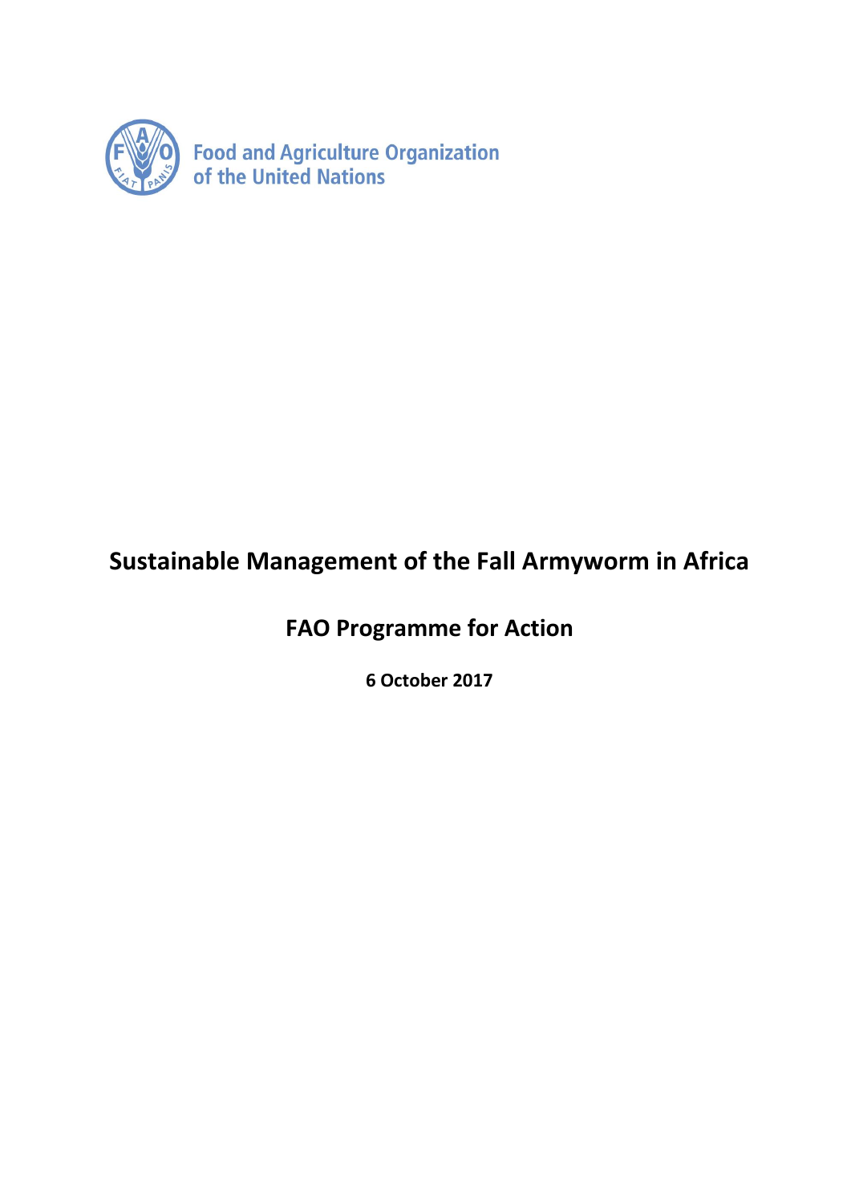Food and Agriculture Organization
of the United Nations

# Sustainable Management of the Fall Armyworm in Africa

## FAO Programme for Action

**6 October 2017**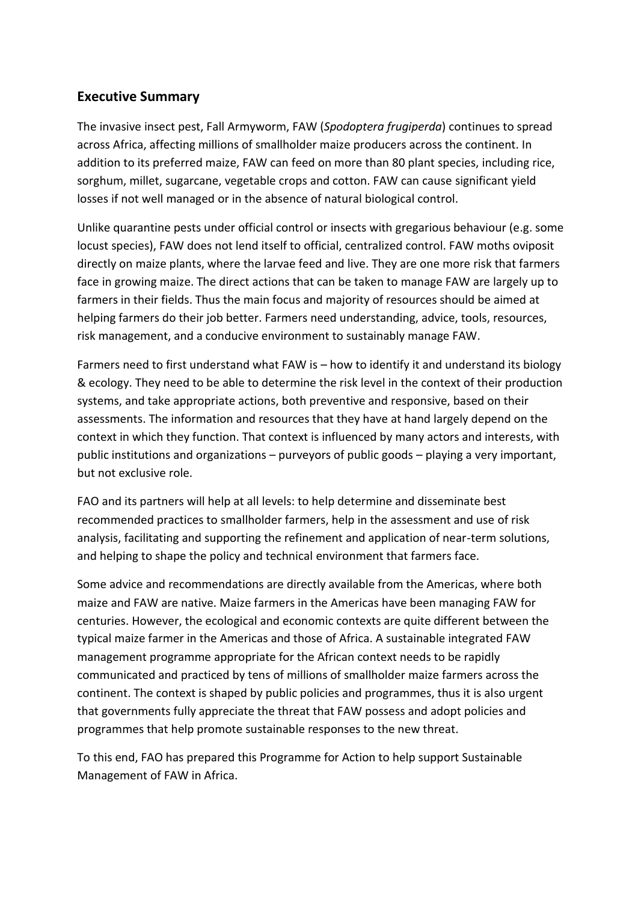## Executive Summary

The invasive insect pest, Fall Armyworm, FAW (*Spodoptera frugiperda*) continues to spread across Africa, affecting millions of smallholder maize producers across the continent. In addition to its preferred maize, FAW can feed on more than 80 plant species, including rice, sorghum, millet, sugarcane, vegetable crops and cotton. FAW can cause significant yield losses if not well managed or in the absence of natural biological control.

Unlike quarantine pests under official control or insects with gregarious behaviour (e.g. some locust species), FAW does not lend itself to official, centralized control. FAW moths oviposit directly on maize plants, where the larvae feed and live. They are one more risk that farmers face in growing maize. The direct actions that can be taken to manage FAW are largely up to farmers in their fields. Thus the main focus and majority of resources should be aimed at helping farmers do their job better. Farmers need understanding, advice, tools, resources, risk management, and a conducive environment to sustainably manage FAW.

Farmers need to first understand what FAW is – how to identify it and understand its biology & ecology. They need to be able to determine the risk level in the context of their production systems, and take appropriate actions, both preventive and responsive, based on their assessments. The information and resources that they have at hand largely depend on the context in which they function. That context is influenced by many actors and interests, with public institutions and organizations – purveyors of public goods – playing a very important, but not exclusive role.

FAO and its partners will help at all levels: to help determine and disseminate best recommended practices to smallholder farmers, help in the assessment and use of risk analysis, facilitating and supporting the refinement and application of near-term solutions, and helping to shape the policy and technical environment that farmers face.

Some advice and recommendations are directly available from the Americas, where both maize and FAW are native. Maize farmers in the Americas have been managing FAW for centuries. However, the ecological and economic contexts are quite different between the typical maize farmer in the Americas and those of Africa. A sustainable integrated FAW management programme appropriate for the African context needs to be rapidly communicated and practiced by tens of millions of smallholder maize farmers across the continent. The context is shaped by public policies and programmes, thus it is also urgent that governments fully appreciate the threat that FAW possess and adopt policies and programmes that help promote sustainable responses to the new threat.

To this end, FAO has prepared this Programme for Action to help support Sustainable Management of FAW in Africa.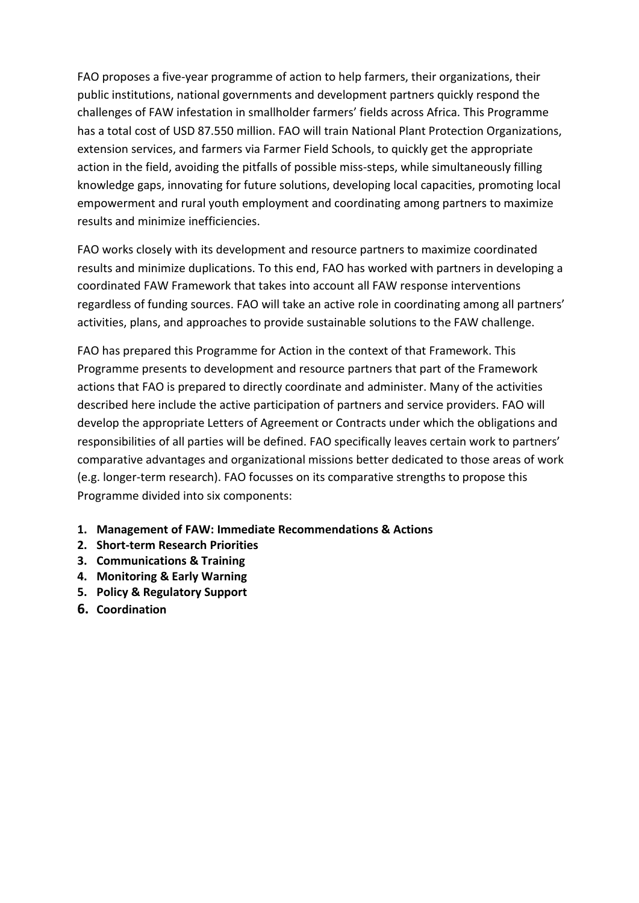FAO proposes a five-year programme of action to help farmers, their organizations, their public institutions, national governments and development partners quickly respond the challenges of FAW infestation in smallholder farmers' fields across Africa. This Programme has a total cost of USD 87.550 million. FAO will train National Plant Protection Organizations, extension services, and farmers via Farmer Field Schools, to quickly get the appropriate action in the field, avoiding the pitfalls of possible miss-steps, while simultaneously filling knowledge gaps, innovating for future solutions, developing local capacities, promoting local empowerment and rural youth employment and coordinating among partners to maximize results and minimize inefficiencies.

FAO works closely with its development and resource partners to maximize coordinated results and minimize duplications. To this end, FAO has worked with partners in developing a coordinated FAW Framework that takes into account all FAW response interventions regardless of funding sources. FAO will take an active role in coordinating among all partners' activities, plans, and approaches to provide sustainable solutions to the FAW challenge.

FAO has prepared this Programme for Action in the context of that Framework. This Programme presents to development and resource partners that part of the Framework actions that FAO is prepared to directly coordinate and administer. Many of the activities described here include the active participation of partners and service providers. FAO will develop the appropriate Letters of Agreement or Contracts under which the obligations and responsibilities of all parties will be defined. FAO specifically leaves certain work to partners' comparative advantages and organizational missions better dedicated to those areas of work (e.g. longer-term research). FAO focusses on its comparative strengths to propose this Programme divided into six components:

1. **Management of FAW: Immediate Recommendations & Actions**
2. **Short-term Research Priorities**
3. **Communications & Training**
4. **Monitoring & Early Warning**
5. **Policy & Regulatory Support**
6. **Coordination**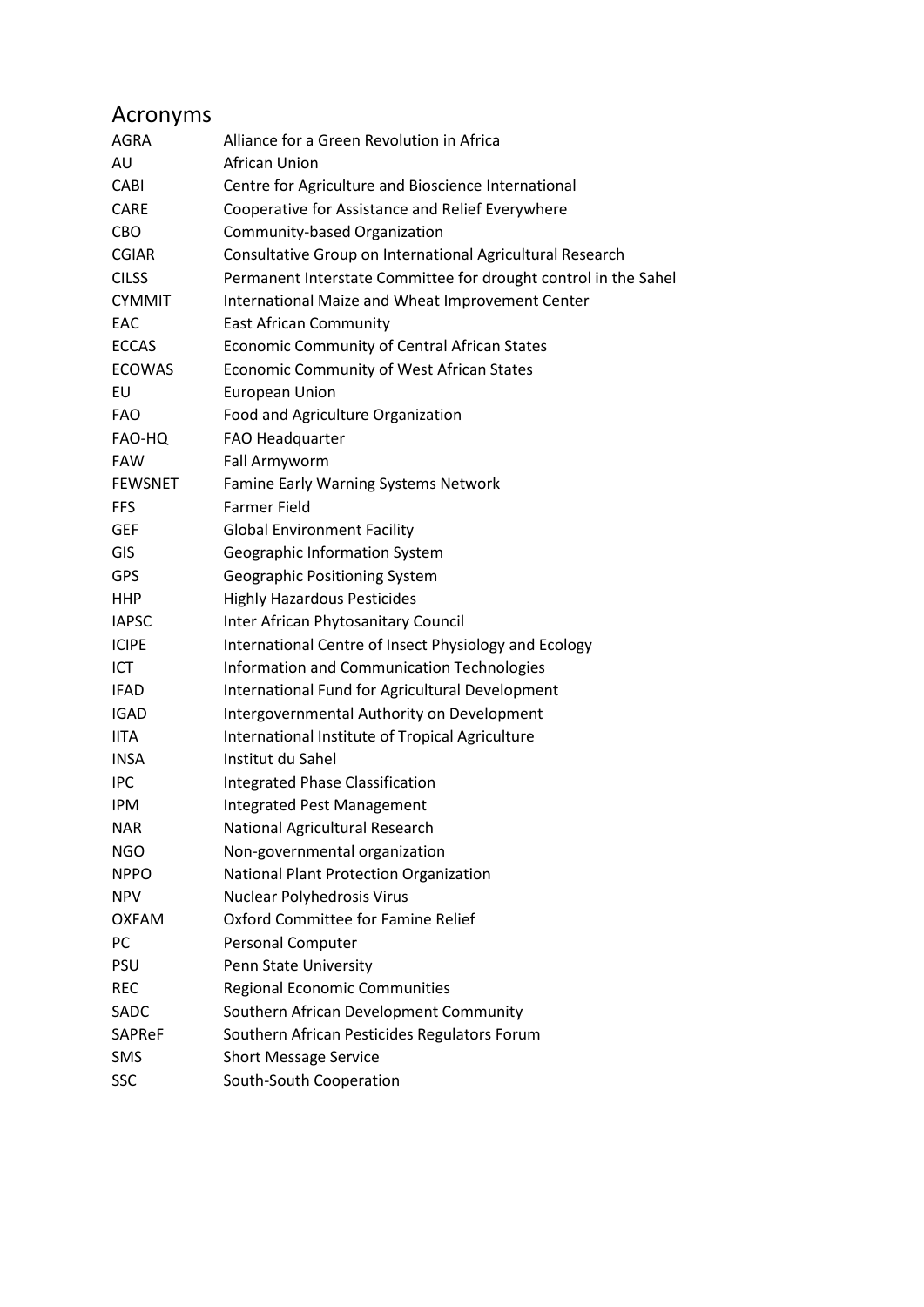# Acronyms

| | |
|---|---|
| AGRA | Alliance for a Green Revolution in Africa |
| AU | African Union |
| CABI | Centre for Agriculture and Bioscience International |
| CARE | Cooperative for Assistance and Relief Everywhere |
| CBO | Community-based Organization |
| CGIAR | Consultative Group on International Agricultural Research |
| CILSS | Permanent Interstate Committee for drought control in the Sahel |
| CYMMIT | International Maize and Wheat Improvement Center |
| EAC | East African Community |
| ECCAS | Economic Community of Central African States |
| ECOWAS | Economic Community of West African States |
| EU | European Union |
| FAO | Food and Agriculture Organization |
| FAO-HQ | FAO Headquarter |
| FAW | Fall Armyworm |
| FEWSNET | Famine Early Warning Systems Network |
| FFS | Farmer Field |
| GEF | Global Environment Facility |
| GIS | Geographic Information System |
| GPS | Geographic Positioning System |
| HHP | Highly Hazardous Pesticides |
| IAPSC | Inter African Phytosanitary Council |
| ICIPE | International Centre of Insect Physiology and Ecology |
| ICT | Information and Communication Technologies |
| IFAD | International Fund for Agricultural Development |
| IGAD | Intergovernmental Authority on Development |
| IITA | International Institute of Tropical Agriculture |
| INSA | Institut du Sahel |
| IPC | Integrated Phase Classification |
| IPM | Integrated Pest Management |
| NAR | National Agricultural Research |
| NGO | Non-governmental organization |
| NPPO | National Plant Protection Organization |
| NPV | Nuclear Polyhedrosis Virus |
| OXFAM | Oxford Committee for Famine Relief |
| PC | Personal Computer |
| PSU | Penn State University |
| REC | Regional Economic Communities |
| SADC | Southern African Development Community |
| SAPReF | Southern African Pesticides Regulators Forum |
| SMS | Short Message Service |
| SSC | South-South Cooperation |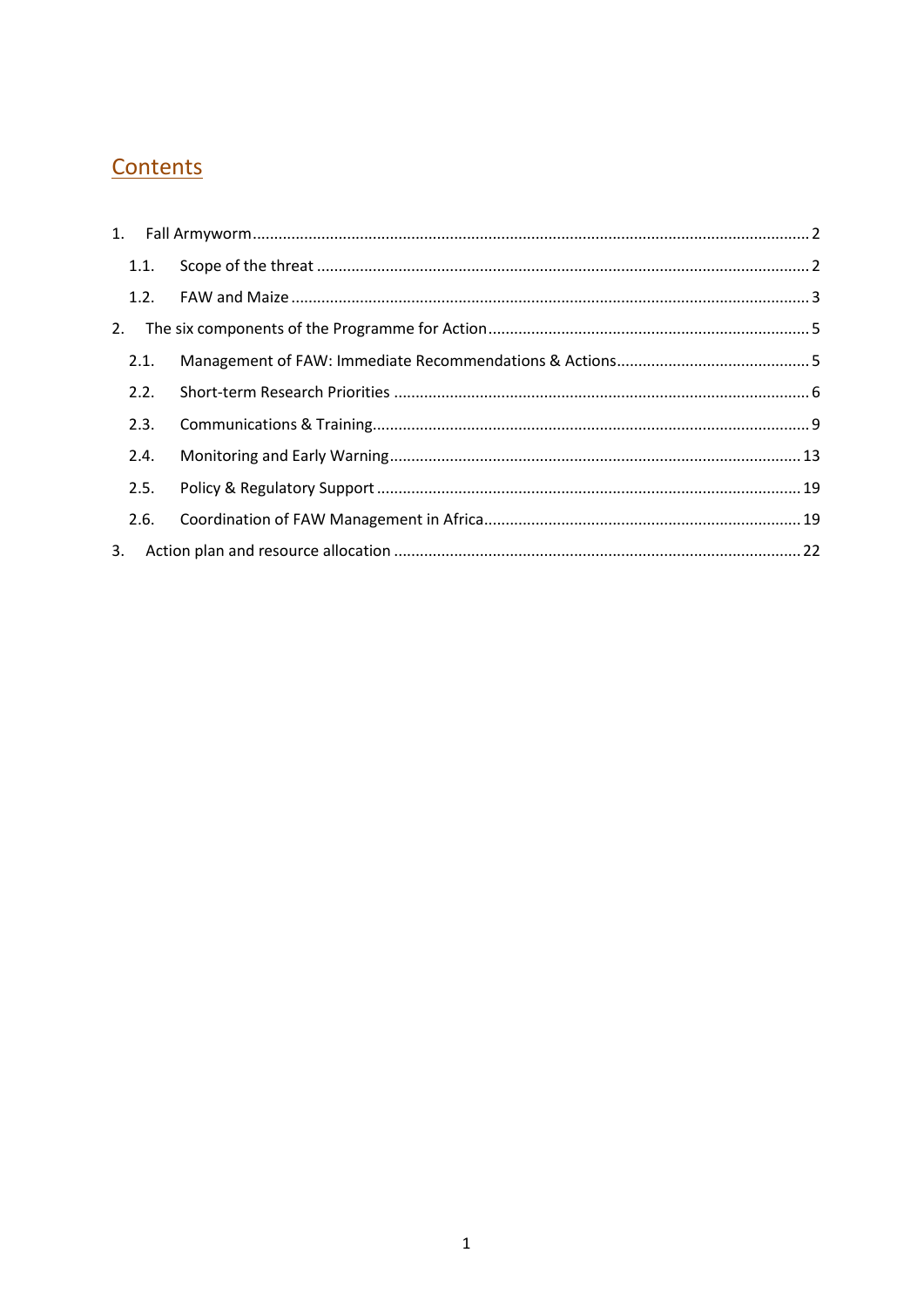## Contents

1. Fall Armyworm .......... 2
   1.1. Scope of the threat .......... 2
   1.2. FAW and Maize .......... 3
2. The six components of the Programme for Action .......... 5
   2.1. Management of FAW: Immediate Recommendations & Actions .......... 5
   2.2. Short-term Research Priorities .......... 6
   2.3. Communications & Training .......... 9
   2.4. Monitoring and Early Warning .......... 13
   2.5. Policy & Regulatory Support .......... 19
   2.6. Coordination of FAW Management in Africa .......... 19
3. Action plan and resource allocation .......... 22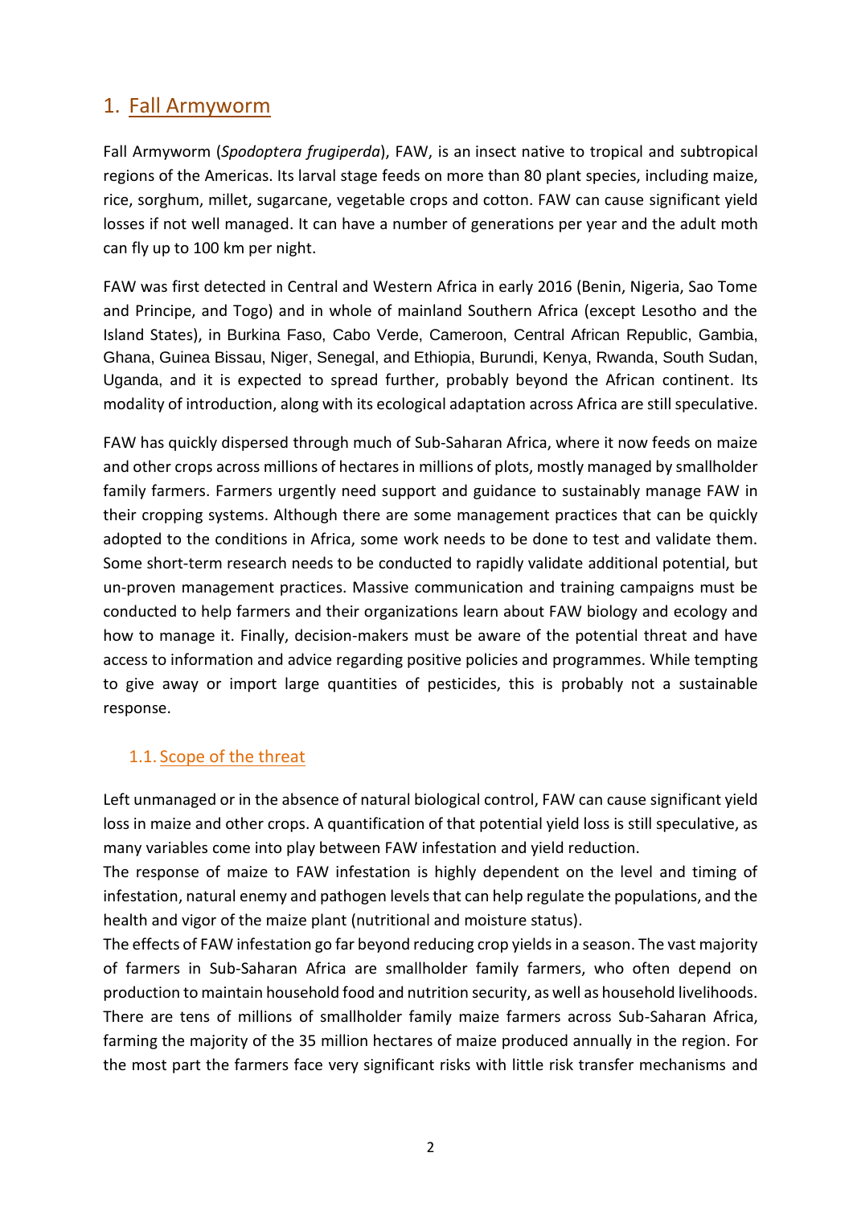# 1. Fall Armyworm

Fall Armyworm (*Spodoptera frugiperda*), FAW, is an insect native to tropical and subtropical regions of the Americas. Its larval stage feeds on more than 80 plant species, including maize, rice, sorghum, millet, sugarcane, vegetable crops and cotton. FAW can cause significant yield losses if not well managed. It can have a number of generations per year and the adult moth can fly up to 100 km per night.

FAW was first detected in Central and Western Africa in early 2016 (Benin, Nigeria, Sao Tome and Principe, and Togo) and in whole of mainland Southern Africa (except Lesotho and the Island States), in Burkina Faso, Cabo Verde, Cameroon, Central African Republic, Gambia, Ghana, Guinea Bissau, Niger, Senegal, and Ethiopia, Burundi, Kenya, Rwanda, South Sudan, Uganda, and it is expected to spread further, probably beyond the African continent. Its modality of introduction, along with its ecological adaptation across Africa are still speculative.

FAW has quickly dispersed through much of Sub-Saharan Africa, where it now feeds on maize and other crops across millions of hectares in millions of plots, mostly managed by smallholder family farmers. Farmers urgently need support and guidance to sustainably manage FAW in their cropping systems. Although there are some management practices that can be quickly adopted to the conditions in Africa, some work needs to be done to test and validate them. Some short-term research needs to be conducted to rapidly validate additional potential, but un-proven management practices. Massive communication and training campaigns must be conducted to help farmers and their organizations learn about FAW biology and ecology and how to manage it. Finally, decision-makers must be aware of the potential threat and have access to information and advice regarding positive policies and programmes. While tempting to give away or import large quantities of pesticides, this is probably not a sustainable response.

## 1.1. Scope of the threat

Left unmanaged or in the absence of natural biological control, FAW can cause significant yield loss in maize and other crops. A quantification of that potential yield loss is still speculative, as many variables come into play between FAW infestation and yield reduction.

The response of maize to FAW infestation is highly dependent on the level and timing of infestation, natural enemy and pathogen levels that can help regulate the populations, and the health and vigor of the maize plant (nutritional and moisture status).

The effects of FAW infestation go far beyond reducing crop yields in a season. The vast majority of farmers in Sub-Saharan Africa are smallholder family farmers, who often depend on production to maintain household food and nutrition security, as well as household livelihoods. There are tens of millions of smallholder family maize farmers across Sub-Saharan Africa, farming the majority of the 35 million hectares of maize produced annually in the region. For the most part the farmers face very significant risks with little risk transfer mechanisms and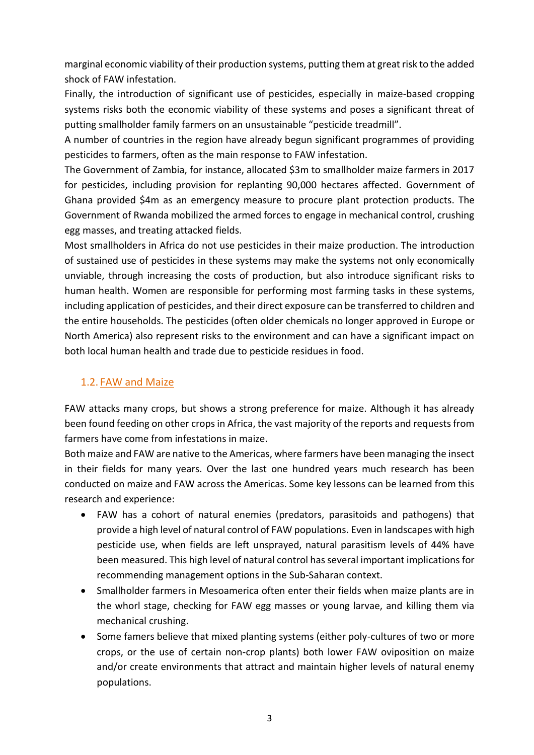marginal economic viability of their production systems, putting them at great risk to the added shock of FAW infestation.

Finally, the introduction of significant use of pesticides, especially in maize-based cropping systems risks both the economic viability of these systems and poses a significant threat of putting smallholder family farmers on an unsustainable "pesticide treadmill".

A number of countries in the region have already begun significant programmes of providing pesticides to farmers, often as the main response to FAW infestation.

The Government of Zambia, for instance, allocated $3m to smallholder maize farmers in 2017 for pesticides, including provision for replanting 90,000 hectares affected. Government of Ghana provided $4m as an emergency measure to procure plant protection products. The Government of Rwanda mobilized the armed forces to engage in mechanical control, crushing egg masses, and treating attacked fields.

Most smallholders in Africa do not use pesticides in their maize production. The introduction of sustained use of pesticides in these systems may make the systems not only economically unviable, through increasing the costs of production, but also introduce significant risks to human health. Women are responsible for performing most farming tasks in these systems, including application of pesticides, and their direct exposure can be transferred to children and the entire households. The pesticides (often older chemicals no longer approved in Europe or North America) also represent risks to the environment and can have a significant impact on both local human health and trade due to pesticide residues in food.

## 1.2. FAW and Maize

FAW attacks many crops, but shows a strong preference for maize. Although it has already been found feeding on other crops in Africa, the vast majority of the reports and requests from farmers have come from infestations in maize.

Both maize and FAW are native to the Americas, where farmers have been managing the insect in their fields for many years. Over the last one hundred years much research has been conducted on maize and FAW across the Americas. Some key lessons can be learned from this research and experience:

- FAW has a cohort of natural enemies (predators, parasitoids and pathogens) that provide a high level of natural control of FAW populations. Even in landscapes with high pesticide use, when fields are left unsprayed, natural parasitism levels of 44% have been measured. This high level of natural control has several important implications for recommending management options in the Sub-Saharan context.
- Smallholder farmers in Mesoamerica often enter their fields when maize plants are in the whorl stage, checking for FAW egg masses or young larvae, and killing them via mechanical crushing.
- Some famers believe that mixed planting systems (either poly-cultures of two or more crops, or the use of certain non-crop plants) both lower FAW oviposition on maize and/or create environments that attract and maintain higher levels of natural enemy populations.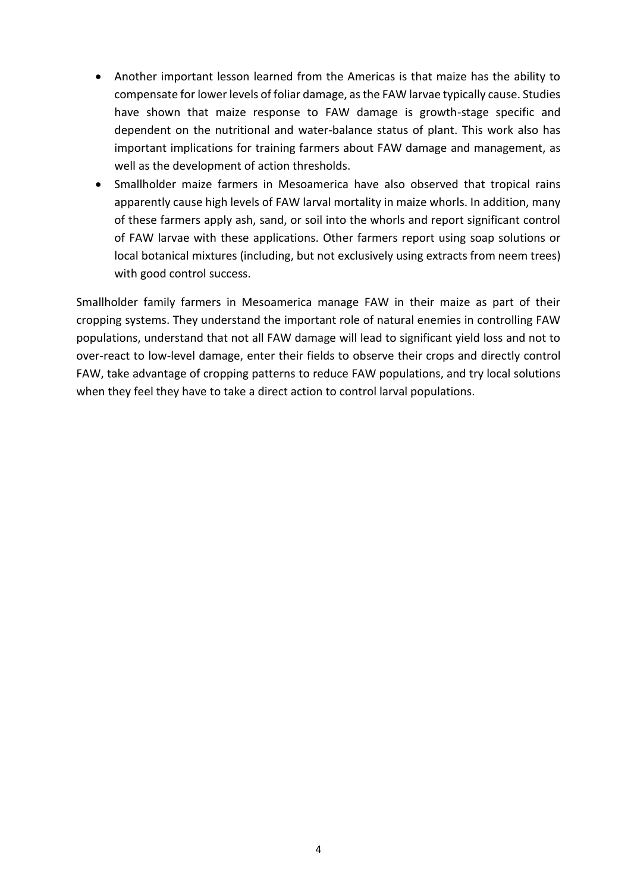- Another important lesson learned from the Americas is that maize has the ability to compensate for lower levels of foliar damage, as the FAW larvae typically cause. Studies have shown that maize response to FAW damage is growth-stage specific and dependent on the nutritional and water-balance status of plant. This work also has important implications for training farmers about FAW damage and management, as well as the development of action thresholds.
- Smallholder maize farmers in Mesoamerica have also observed that tropical rains apparently cause high levels of FAW larval mortality in maize whorls. In addition, many of these farmers apply ash, sand, or soil into the whorls and report significant control of FAW larvae with these applications. Other farmers report using soap solutions or local botanical mixtures (including, but not exclusively using extracts from neem trees) with good control success.

Smallholder family farmers in Mesoamerica manage FAW in their maize as part of their cropping systems. They understand the important role of natural enemies in controlling FAW populations, understand that not all FAW damage will lead to significant yield loss and not to over-react to low-level damage, enter their fields to observe their crops and directly control FAW, take advantage of cropping patterns to reduce FAW populations, and try local solutions when they feel they have to take a direct action to control larval populations.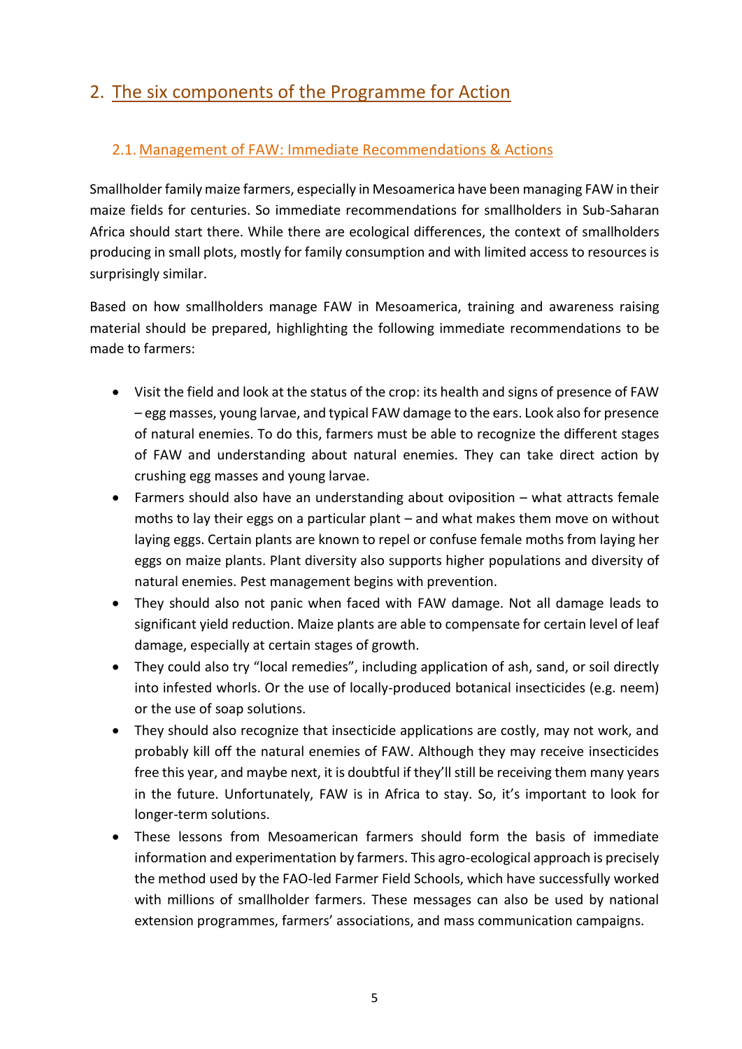# 2. The six components of the Programme for Action

## 2.1. Management of FAW: Immediate Recommendations & Actions

Smallholder family maize farmers, especially in Mesoamerica have been managing FAW in their maize fields for centuries. So immediate recommendations for smallholders in Sub-Saharan Africa should start there. While there are ecological differences, the context of smallholders producing in small plots, mostly for family consumption and with limited access to resources is surprisingly similar.

Based on how smallholders manage FAW in Mesoamerica, training and awareness raising material should be prepared, highlighting the following immediate recommendations to be made to farmers:

- Visit the field and look at the status of the crop: its health and signs of presence of FAW – egg masses, young larvae, and typical FAW damage to the ears. Look also for presence of natural enemies. To do this, farmers must be able to recognize the different stages of FAW and understanding about natural enemies. They can take direct action by crushing egg masses and young larvae.
- Farmers should also have an understanding about oviposition – what attracts female moths to lay their eggs on a particular plant – and what makes them move on without laying eggs. Certain plants are known to repel or confuse female moths from laying her eggs on maize plants. Plant diversity also supports higher populations and diversity of natural enemies. Pest management begins with prevention.
- They should also not panic when faced with FAW damage. Not all damage leads to significant yield reduction. Maize plants are able to compensate for certain level of leaf damage, especially at certain stages of growth.
- They could also try "local remedies", including application of ash, sand, or soil directly into infested whorls. Or the use of locally-produced botanical insecticides (e.g. neem) or the use of soap solutions.
- They should also recognize that insecticide applications are costly, may not work, and probably kill off the natural enemies of FAW. Although they may receive insecticides free this year, and maybe next, it is doubtful if they'll still be receiving them many years in the future. Unfortunately, FAW is in Africa to stay. So, it's important to look for longer-term solutions.
- These lessons from Mesoamerican farmers should form the basis of immediate information and experimentation by farmers. This agro-ecological approach is precisely the method used by the FAO-led Farmer Field Schools, which have successfully worked with millions of smallholder farmers. These messages can also be used by national extension programmes, farmers' associations, and mass communication campaigns.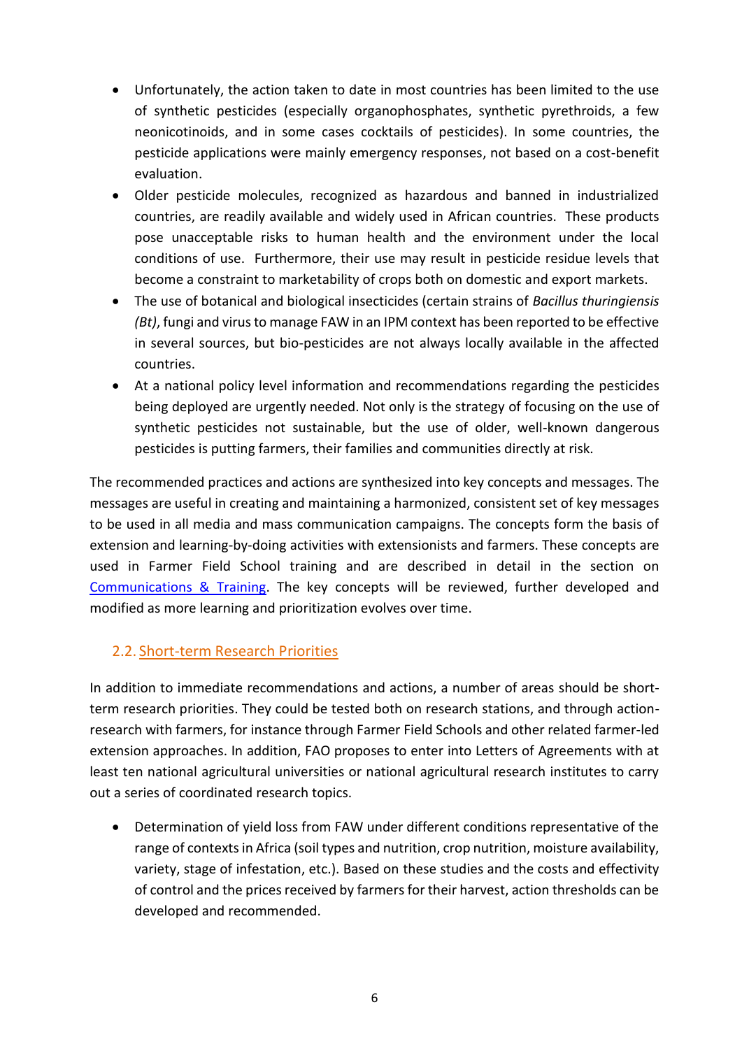- Unfortunately, the action taken to date in most countries has been limited to the use of synthetic pesticides (especially organophosphates, synthetic pyrethroids, a few neonicotinoids, and in some cases cocktails of pesticides). In some countries, the pesticide applications were mainly emergency responses, not based on a cost-benefit evaluation.
- Older pesticide molecules, recognized as hazardous and banned in industrialized countries, are readily available and widely used in African countries. These products pose unacceptable risks to human health and the environment under the local conditions of use. Furthermore, their use may result in pesticide residue levels that become a constraint to marketability of crops both on domestic and export markets.
- The use of botanical and biological insecticides (certain strains of *Bacillus thuringiensis (Bt)*, fungi and virus to manage FAW in an IPM context has been reported to be effective in several sources, but bio-pesticides are not always locally available in the affected countries.
- At a national policy level information and recommendations regarding the pesticides being deployed are urgently needed. Not only is the strategy of focusing on the use of synthetic pesticides not sustainable, but the use of older, well-known dangerous pesticides is putting farmers, their families and communities directly at risk.

The recommended practices and actions are synthesized into key concepts and messages. The messages are useful in creating and maintaining a harmonized, consistent set of key messages to be used in all media and mass communication campaigns. The concepts form the basis of extension and learning-by-doing activities with extensionists and farmers. These concepts are used in Farmer Field School training and are described in detail in the section on Communications & Training. The key concepts will be reviewed, further developed and modified as more learning and prioritization evolves over time.

## 2.2. Short-term Research Priorities

In addition to immediate recommendations and actions, a number of areas should be short-term research priorities. They could be tested both on research stations, and through action-research with farmers, for instance through Farmer Field Schools and other related farmer-led extension approaches. In addition, FAO proposes to enter into Letters of Agreements with at least ten national agricultural universities or national agricultural research institutes to carry out a series of coordinated research topics.

- Determination of yield loss from FAW under different conditions representative of the range of contexts in Africa (soil types and nutrition, crop nutrition, moisture availability, variety, stage of infestation, etc.). Based on these studies and the costs and effectivity of control and the prices received by farmers for their harvest, action thresholds can be developed and recommended.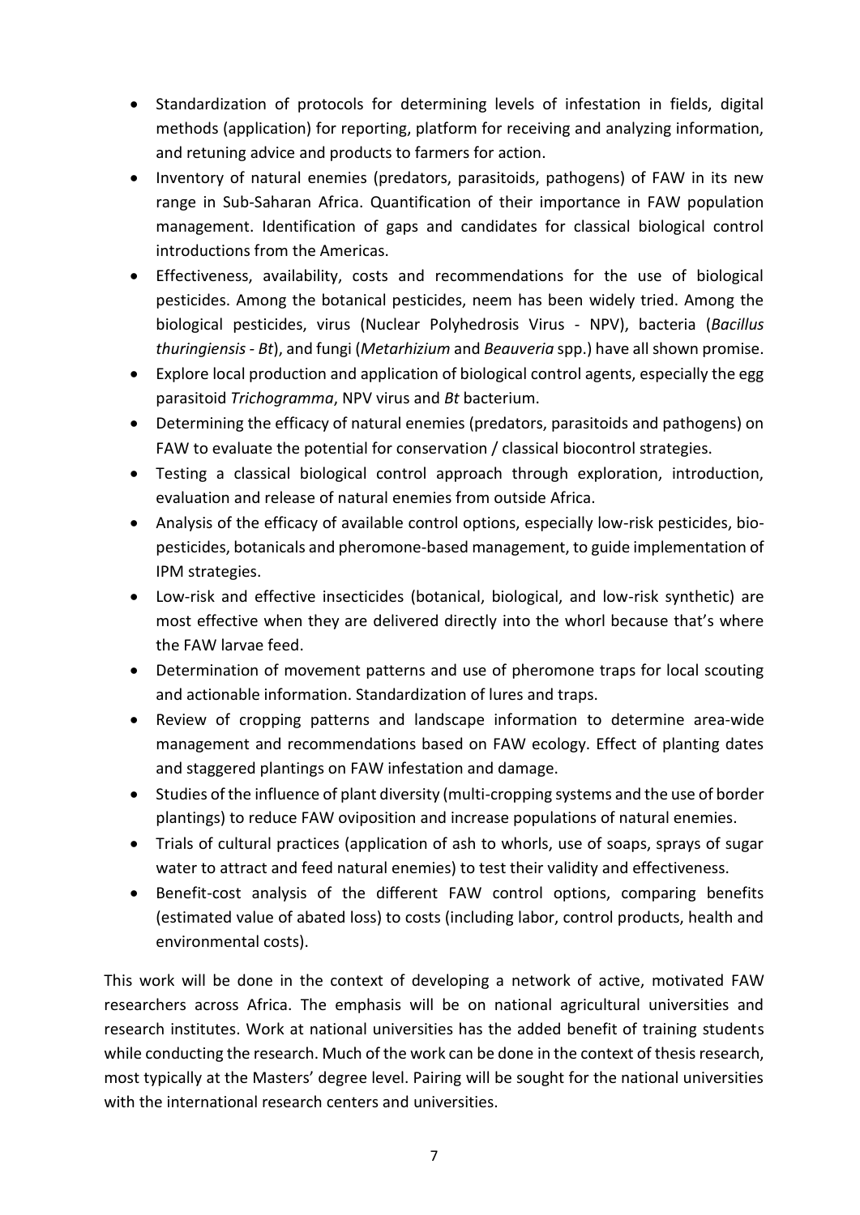- Standardization of protocols for determining levels of infestation in fields, digital methods (application) for reporting, platform for receiving and analyzing information, and retuning advice and products to farmers for action.
- Inventory of natural enemies (predators, parasitoids, pathogens) of FAW in its new range in Sub-Saharan Africa. Quantification of their importance in FAW population management. Identification of gaps and candidates for classical biological control introductions from the Americas.
- Effectiveness, availability, costs and recommendations for the use of biological pesticides. Among the botanical pesticides, neem has been widely tried. Among the biological pesticides, virus (Nuclear Polyhedrosis Virus - NPV), bacteria (*Bacillus thuringiensis - Bt*), and fungi (*Metarhizium* and *Beauveria* spp.) have all shown promise.
- Explore local production and application of biological control agents, especially the egg parasitoid *Trichogramma*, NPV virus and *Bt* bacterium.
- Determining the efficacy of natural enemies (predators, parasitoids and pathogens) on FAW to evaluate the potential for conservation / classical biocontrol strategies.
- Testing a classical biological control approach through exploration, introduction, evaluation and release of natural enemies from outside Africa.
- Analysis of the efficacy of available control options, especially low-risk pesticides, bio-pesticides, botanicals and pheromone-based management, to guide implementation of IPM strategies.
- Low-risk and effective insecticides (botanical, biological, and low-risk synthetic) are most effective when they are delivered directly into the whorl because that's where the FAW larvae feed.
- Determination of movement patterns and use of pheromone traps for local scouting and actionable information. Standardization of lures and traps.
- Review of cropping patterns and landscape information to determine area-wide management and recommendations based on FAW ecology. Effect of planting dates and staggered plantings on FAW infestation and damage.
- Studies of the influence of plant diversity (multi-cropping systems and the use of border plantings) to reduce FAW oviposition and increase populations of natural enemies.
- Trials of cultural practices (application of ash to whorls, use of soaps, sprays of sugar water to attract and feed natural enemies) to test their validity and effectiveness.
- Benefit-cost analysis of the different FAW control options, comparing benefits (estimated value of abated loss) to costs (including labor, control products, health and environmental costs).

This work will be done in the context of developing a network of active, motivated FAW researchers across Africa. The emphasis will be on national agricultural universities and research institutes. Work at national universities has the added benefit of training students while conducting the research. Much of the work can be done in the context of thesis research, most typically at the Masters' degree level. Pairing will be sought for the national universities with the international research centers and universities.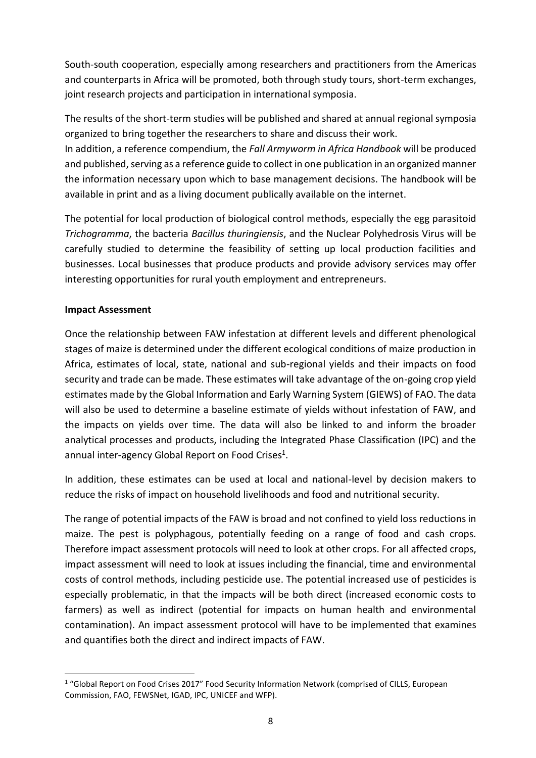South-south cooperation, especially among researchers and practitioners from the Americas and counterparts in Africa will be promoted, both through study tours, short-term exchanges, joint research projects and participation in international symposia.

The results of the short-term studies will be published and shared at annual regional symposia organized to bring together the researchers to share and discuss their work.
In addition, a reference compendium, the *Fall Armyworm in Africa Handbook* will be produced and published, serving as a reference guide to collect in one publication in an organized manner the information necessary upon which to base management decisions. The handbook will be available in print and as a living document publically available on the internet.

The potential for local production of biological control methods, especially the egg parasitoid *Trichogramma*, the bacteria *Bacillus thuringiensis*, and the Nuclear Polyhedrosis Virus will be carefully studied to determine the feasibility of setting up local production facilities and businesses. Local businesses that produce products and provide advisory services may offer interesting opportunities for rural youth employment and entrepreneurs.

**Impact Assessment**

Once the relationship between FAW infestation at different levels and different phenological stages of maize is determined under the different ecological conditions of maize production in Africa, estimates of local, state, national and sub-regional yields and their impacts on food security and trade can be made. These estimates will take advantage of the on-going crop yield estimates made by the Global Information and Early Warning System (GIEWS) of FAO. The data will also be used to determine a baseline estimate of yields without infestation of FAW, and the impacts on yields over time. The data will also be linked to and inform the broader analytical processes and products, including the Integrated Phase Classification (IPC) and the annual inter-agency Global Report on Food Crises[1].

In addition, these estimates can be used at local and national-level by decision makers to reduce the risks of impact on household livelihoods and food and nutritional security.

The range of potential impacts of the FAW is broad and not confined to yield loss reductions in maize. The pest is polyphagous, potentially feeding on a range of food and cash crops. Therefore impact assessment protocols will need to look at other crops. For all affected crops, impact assessment will need to look at issues including the financial, time and environmental costs of control methods, including pesticide use. The potential increased use of pesticides is especially problematic, in that the impacts will be both direct (increased economic costs to farmers) as well as indirect (potential for impacts on human health and environmental contamination). An impact assessment protocol will have to be implemented that examines and quantifies both the direct and indirect impacts of FAW.

[1] "Global Report on Food Crises 2017" Food Security Information Network (comprised of CILLS, European Commission, FAO, FEWSNet, IGAD, IPC, UNICEF and WFP).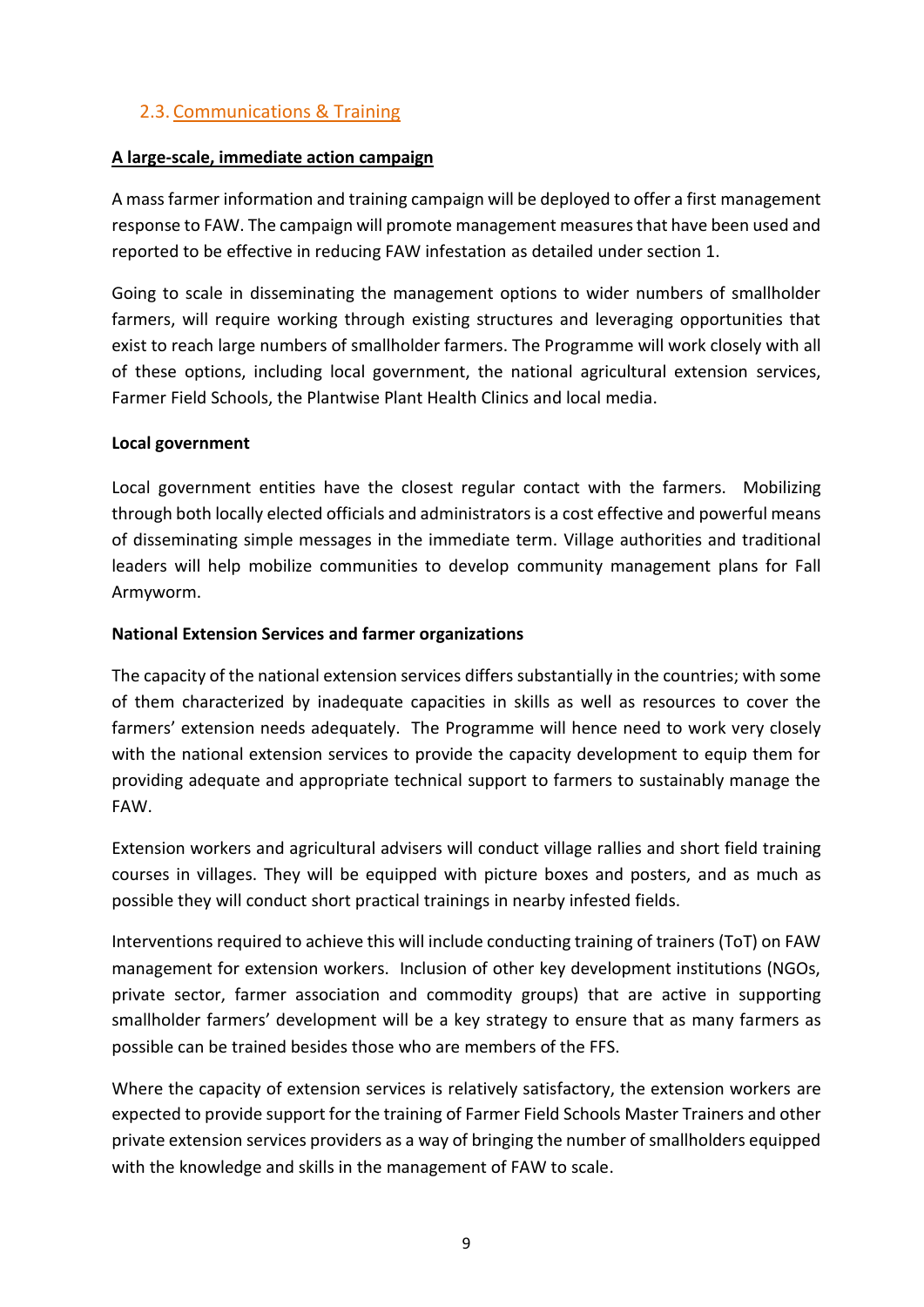## 2.3. Communications & Training

**A large-scale, immediate action campaign**

A mass farmer information and training campaign will be deployed to offer a first management response to FAW. The campaign will promote management measures that have been used and reported to be effective in reducing FAW infestation as detailed under section 1.

Going to scale in disseminating the management options to wider numbers of smallholder farmers, will require working through existing structures and leveraging opportunities that exist to reach large numbers of smallholder farmers. The Programme will work closely with all of these options, including local government, the national agricultural extension services, Farmer Field Schools, the Plantwise Plant Health Clinics and local media.

**Local government**

Local government entities have the closest regular contact with the farmers. Mobilizing through both locally elected officials and administrators is a cost effective and powerful means of disseminating simple messages in the immediate term. Village authorities and traditional leaders will help mobilize communities to develop community management plans for Fall Armyworm.

**National Extension Services and farmer organizations**

The capacity of the national extension services differs substantially in the countries; with some of them characterized by inadequate capacities in skills as well as resources to cover the farmers' extension needs adequately. The Programme will hence need to work very closely with the national extension services to provide the capacity development to equip them for providing adequate and appropriate technical support to farmers to sustainably manage the FAW.

Extension workers and agricultural advisers will conduct village rallies and short field training courses in villages. They will be equipped with picture boxes and posters, and as much as possible they will conduct short practical trainings in nearby infested fields.

Interventions required to achieve this will include conducting training of trainers (ToT) on FAW management for extension workers. Inclusion of other key development institutions (NGOs, private sector, farmer association and commodity groups) that are active in supporting smallholder farmers' development will be a key strategy to ensure that as many farmers as possible can be trained besides those who are members of the FFS.

Where the capacity of extension services is relatively satisfactory, the extension workers are expected to provide support for the training of Farmer Field Schools Master Trainers and other private extension services providers as a way of bringing the number of smallholders equipped with the knowledge and skills in the management of FAW to scale.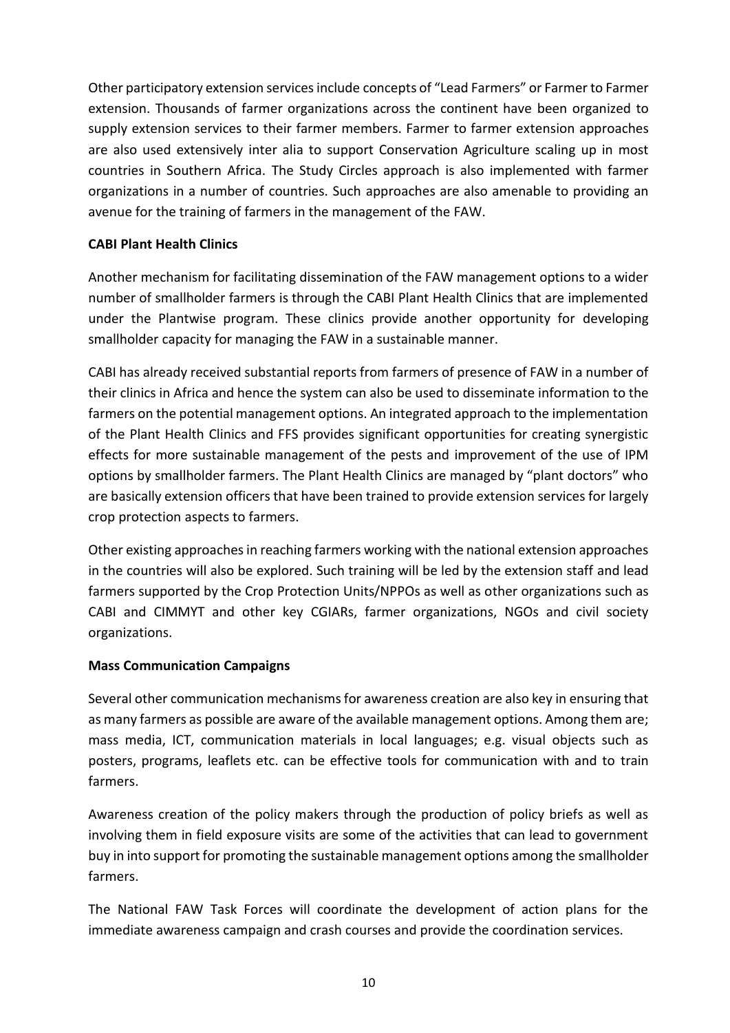Other participatory extension services include concepts of "Lead Farmers" or Farmer to Farmer extension. Thousands of farmer organizations across the continent have been organized to supply extension services to their farmer members. Farmer to farmer extension approaches are also used extensively inter alia to support Conservation Agriculture scaling up in most countries in Southern Africa. The Study Circles approach is also implemented with farmer organizations in a number of countries. Such approaches are also amenable to providing an avenue for the training of farmers in the management of the FAW.

**CABI Plant Health Clinics**

Another mechanism for facilitating dissemination of the FAW management options to a wider number of smallholder farmers is through the CABI Plant Health Clinics that are implemented under the Plantwise program. These clinics provide another opportunity for developing smallholder capacity for managing the FAW in a sustainable manner.

CABI has already received substantial reports from farmers of presence of FAW in a number of their clinics in Africa and hence the system can also be used to disseminate information to the farmers on the potential management options. An integrated approach to the implementation of the Plant Health Clinics and FFS provides significant opportunities for creating synergistic effects for more sustainable management of the pests and improvement of the use of IPM options by smallholder farmers. The Plant Health Clinics are managed by "plant doctors" who are basically extension officers that have been trained to provide extension services for largely crop protection aspects to farmers.

Other existing approaches in reaching farmers working with the national extension approaches in the countries will also be explored. Such training will be led by the extension staff and lead farmers supported by the Crop Protection Units/NPPOs as well as other organizations such as CABI and CIMMYT and other key CGIARs, farmer organizations, NGOs and civil society organizations.

**Mass Communication Campaigns**

Several other communication mechanisms for awareness creation are also key in ensuring that as many farmers as possible are aware of the available management options. Among them are; mass media, ICT, communication materials in local languages; e.g. visual objects such as posters, programs, leaflets etc. can be effective tools for communication with and to train farmers.

Awareness creation of the policy makers through the production of policy briefs as well as involving them in field exposure visits are some of the activities that can lead to government buy in into support for promoting the sustainable management options among the smallholder farmers.

The National FAW Task Forces will coordinate the development of action plans for the immediate awareness campaign and crash courses and provide the coordination services.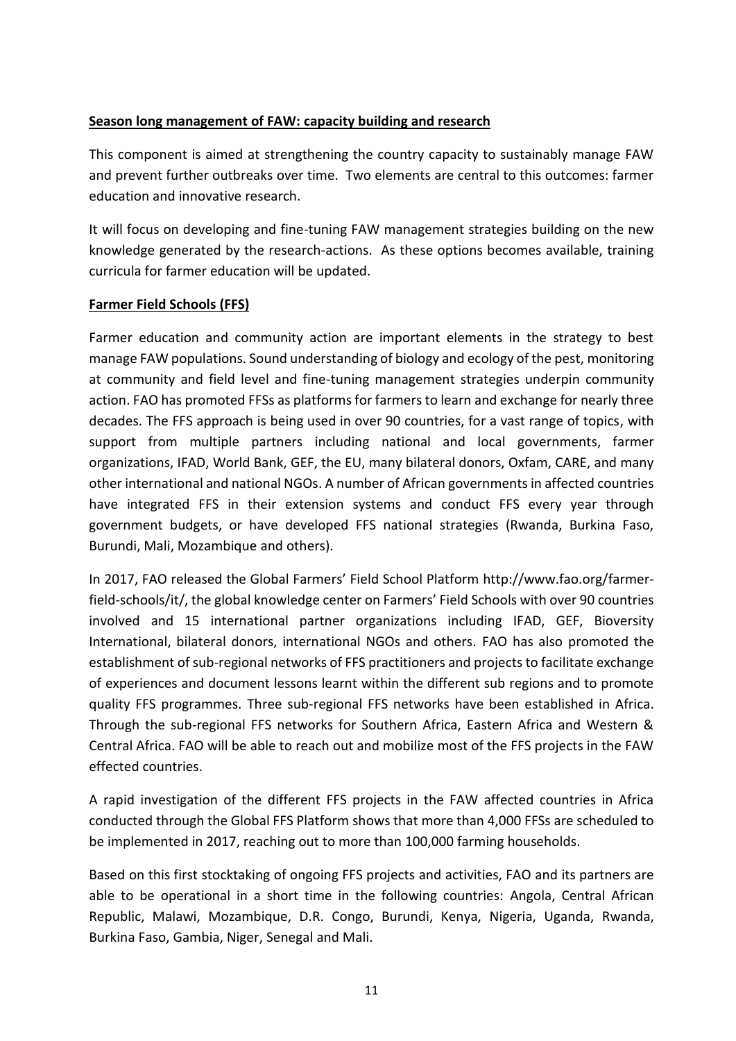**Season long management of FAW: capacity building and research**

This component is aimed at strengthening the country capacity to sustainably manage FAW and prevent further outbreaks over time. Two elements are central to this outcomes: farmer education and innovative research.

It will focus on developing and fine-tuning FAW management strategies building on the new knowledge generated by the research-actions. As these options becomes available, training curricula for farmer education will be updated.

**Farmer Field Schools (FFS)**

Farmer education and community action are important elements in the strategy to best manage FAW populations. Sound understanding of biology and ecology of the pest, monitoring at community and field level and fine-tuning management strategies underpin community action. FAO has promoted FFSs as platforms for farmers to learn and exchange for nearly three decades. The FFS approach is being used in over 90 countries, for a vast range of topics, with support from multiple partners including national and local governments, farmer organizations, IFAD, World Bank, GEF, the EU, many bilateral donors, Oxfam, CARE, and many other international and national NGOs. A number of African governments in affected countries have integrated FFS in their extension systems and conduct FFS every year through government budgets, or have developed FFS national strategies (Rwanda, Burkina Faso, Burundi, Mali, Mozambique and others).

In 2017, FAO released the Global Farmers' Field School Platform http://www.fao.org/farmer-field-schools/it/, the global knowledge center on Farmers' Field Schools with over 90 countries involved and 15 international partner organizations including IFAD, GEF, Bioversity International, bilateral donors, international NGOs and others. FAO has also promoted the establishment of sub-regional networks of FFS practitioners and projects to facilitate exchange of experiences and document lessons learnt within the different sub regions and to promote quality FFS programmes. Three sub-regional FFS networks have been established in Africa. Through the sub-regional FFS networks for Southern Africa, Eastern Africa and Western & Central Africa. FAO will be able to reach out and mobilize most of the FFS projects in the FAW effected countries.

A rapid investigation of the different FFS projects in the FAW affected countries in Africa conducted through the Global FFS Platform shows that more than 4,000 FFSs are scheduled to be implemented in 2017, reaching out to more than 100,000 farming households.

Based on this first stocktaking of ongoing FFS projects and activities, FAO and its partners are able to be operational in a short time in the following countries: Angola, Central African Republic, Malawi, Mozambique, D.R. Congo, Burundi, Kenya, Nigeria, Uganda, Rwanda, Burkina Faso, Gambia, Niger, Senegal and Mali.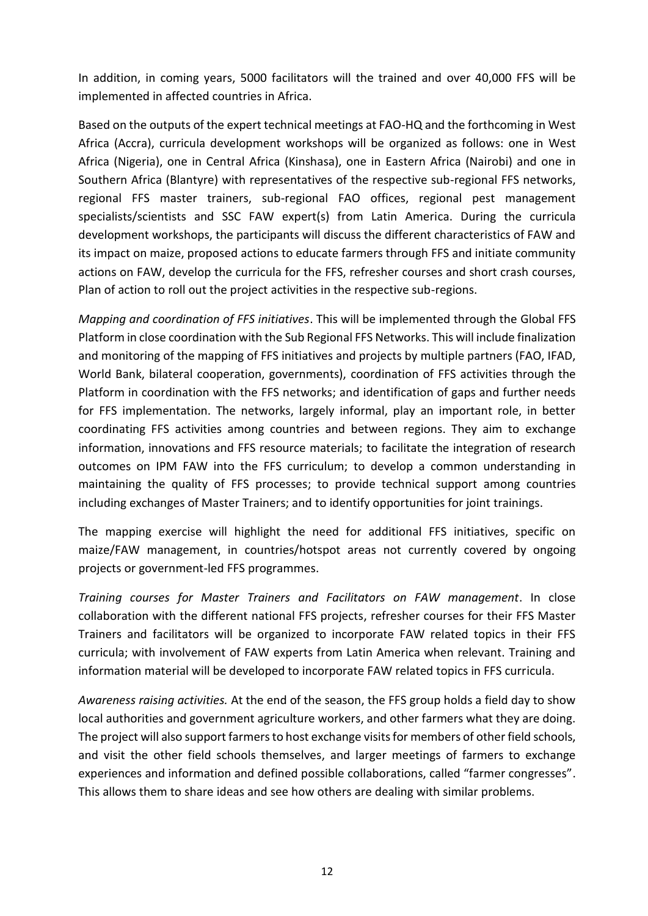In addition, in coming years, 5000 facilitators will the trained and over 40,000 FFS will be implemented in affected countries in Africa.

Based on the outputs of the expert technical meetings at FAO-HQ and the forthcoming in West Africa (Accra), curricula development workshops will be organized as follows: one in West Africa (Nigeria), one in Central Africa (Kinshasa), one in Eastern Africa (Nairobi) and one in Southern Africa (Blantyre) with representatives of the respective sub-regional FFS networks, regional FFS master trainers, sub-regional FAO offices, regional pest management specialists/scientists and SSC FAW expert(s) from Latin America. During the curricula development workshops, the participants will discuss the different characteristics of FAW and its impact on maize, proposed actions to educate farmers through FFS and initiate community actions on FAW, develop the curricula for the FFS, refresher courses and short crash courses, Plan of action to roll out the project activities in the respective sub-regions.

*Mapping and coordination of FFS initiatives*. This will be implemented through the Global FFS Platform in close coordination with the Sub Regional FFS Networks. This will include finalization and monitoring of the mapping of FFS initiatives and projects by multiple partners (FAO, IFAD, World Bank, bilateral cooperation, governments), coordination of FFS activities through the Platform in coordination with the FFS networks; and identification of gaps and further needs for FFS implementation. The networks, largely informal, play an important role, in better coordinating FFS activities among countries and between regions. They aim to exchange information, innovations and FFS resource materials; to facilitate the integration of research outcomes on IPM FAW into the FFS curriculum; to develop a common understanding in maintaining the quality of FFS processes; to provide technical support among countries including exchanges of Master Trainers; and to identify opportunities for joint trainings.

The mapping exercise will highlight the need for additional FFS initiatives, specific on maize/FAW management, in countries/hotspot areas not currently covered by ongoing projects or government-led FFS programmes.

*Training courses for Master Trainers and Facilitators on FAW management*. In close collaboration with the different national FFS projects, refresher courses for their FFS Master Trainers and facilitators will be organized to incorporate FAW related topics in their FFS curricula; with involvement of FAW experts from Latin America when relevant. Training and information material will be developed to incorporate FAW related topics in FFS curricula.

*Awareness raising activities.* At the end of the season, the FFS group holds a field day to show local authorities and government agriculture workers, and other farmers what they are doing. The project will also support farmers to host exchange visits for members of other field schools, and visit the other field schools themselves, and larger meetings of farmers to exchange experiences and information and defined possible collaborations, called "farmer congresses". This allows them to share ideas and see how others are dealing with similar problems.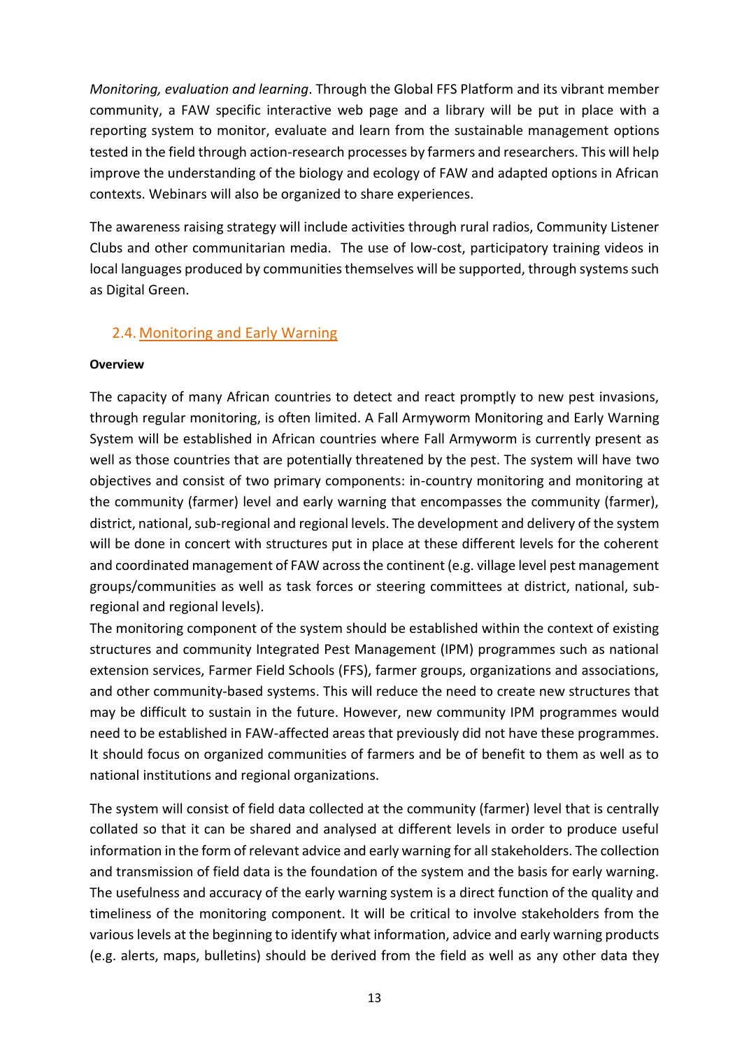*Monitoring, evaluation and learning*. Through the Global FFS Platform and its vibrant member community, a FAW specific interactive web page and a library will be put in place with a reporting system to monitor, evaluate and learn from the sustainable management options tested in the field through action-research processes by farmers and researchers. This will help improve the understanding of the biology and ecology of FAW and adapted options in African contexts. Webinars will also be organized to share experiences.

The awareness raising strategy will include activities through rural radios, Community Listener Clubs and other communitarian media. The use of low-cost, participatory training videos in local languages produced by communities themselves will be supported, through systems such as Digital Green.

## 2.4. Monitoring and Early Warning

**Overview**

The capacity of many African countries to detect and react promptly to new pest invasions, through regular monitoring, is often limited. A Fall Armyworm Monitoring and Early Warning System will be established in African countries where Fall Armyworm is currently present as well as those countries that are potentially threatened by the pest. The system will have two objectives and consist of two primary components: in-country monitoring and monitoring at the community (farmer) level and early warning that encompasses the community (farmer), district, national, sub-regional and regional levels. The development and delivery of the system will be done in concert with structures put in place at these different levels for the coherent and coordinated management of FAW across the continent (e.g. village level pest management groups/communities as well as task forces or steering committees at district, national, sub-regional and regional levels).

The monitoring component of the system should be established within the context of existing structures and community Integrated Pest Management (IPM) programmes such as national extension services, Farmer Field Schools (FFS), farmer groups, organizations and associations, and other community-based systems. This will reduce the need to create new structures that may be difficult to sustain in the future. However, new community IPM programmes would need to be established in FAW-affected areas that previously did not have these programmes. It should focus on organized communities of farmers and be of benefit to them as well as to national institutions and regional organizations.

The system will consist of field data collected at the community (farmer) level that is centrally collated so that it can be shared and analysed at different levels in order to produce useful information in the form of relevant advice and early warning for all stakeholders. The collection and transmission of field data is the foundation of the system and the basis for early warning. The usefulness and accuracy of the early warning system is a direct function of the quality and timeliness of the monitoring component. It will be critical to involve stakeholders from the various levels at the beginning to identify what information, advice and early warning products (e.g. alerts, maps, bulletins) should be derived from the field as well as any other data they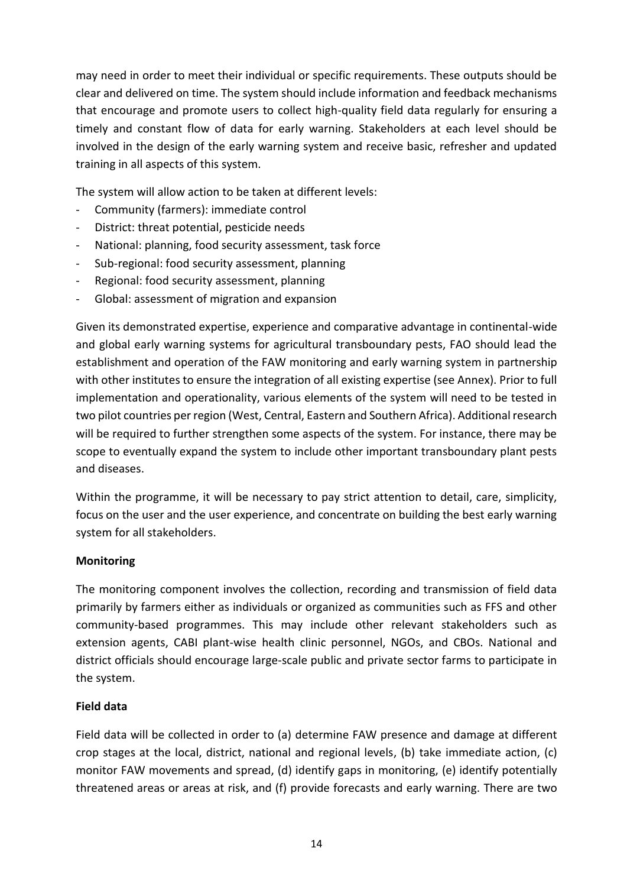may need in order to meet their individual or specific requirements. These outputs should be clear and delivered on time. The system should include information and feedback mechanisms that encourage and promote users to collect high-quality field data regularly for ensuring a timely and constant flow of data for early warning. Stakeholders at each level should be involved in the design of the early warning system and receive basic, refresher and updated training in all aspects of this system.

The system will allow action to be taken at different levels:

- Community (farmers): immediate control
- District: threat potential, pesticide needs
- National: planning, food security assessment, task force
- Sub-regional: food security assessment, planning
- Regional: food security assessment, planning
- Global: assessment of migration and expansion

Given its demonstrated expertise, experience and comparative advantage in continental-wide and global early warning systems for agricultural transboundary pests, FAO should lead the establishment and operation of the FAW monitoring and early warning system in partnership with other institutes to ensure the integration of all existing expertise (see Annex). Prior to full implementation and operationality, various elements of the system will need to be tested in two pilot countries per region (West, Central, Eastern and Southern Africa). Additional research will be required to further strengthen some aspects of the system. For instance, there may be scope to eventually expand the system to include other important transboundary plant pests and diseases.

Within the programme, it will be necessary to pay strict attention to detail, care, simplicity, focus on the user and the user experience, and concentrate on building the best early warning system for all stakeholders.

**Monitoring**

The monitoring component involves the collection, recording and transmission of field data primarily by farmers either as individuals or organized as communities such as FFS and other community-based programmes. This may include other relevant stakeholders such as extension agents, CABI plant-wise health clinic personnel, NGOs, and CBOs. National and district officials should encourage large-scale public and private sector farms to participate in the system.

**Field data**

Field data will be collected in order to (a) determine FAW presence and damage at different crop stages at the local, district, national and regional levels, (b) take immediate action, (c) monitor FAW movements and spread, (d) identify gaps in monitoring, (e) identify potentially threatened areas or areas at risk, and (f) provide forecasts and early warning. There are two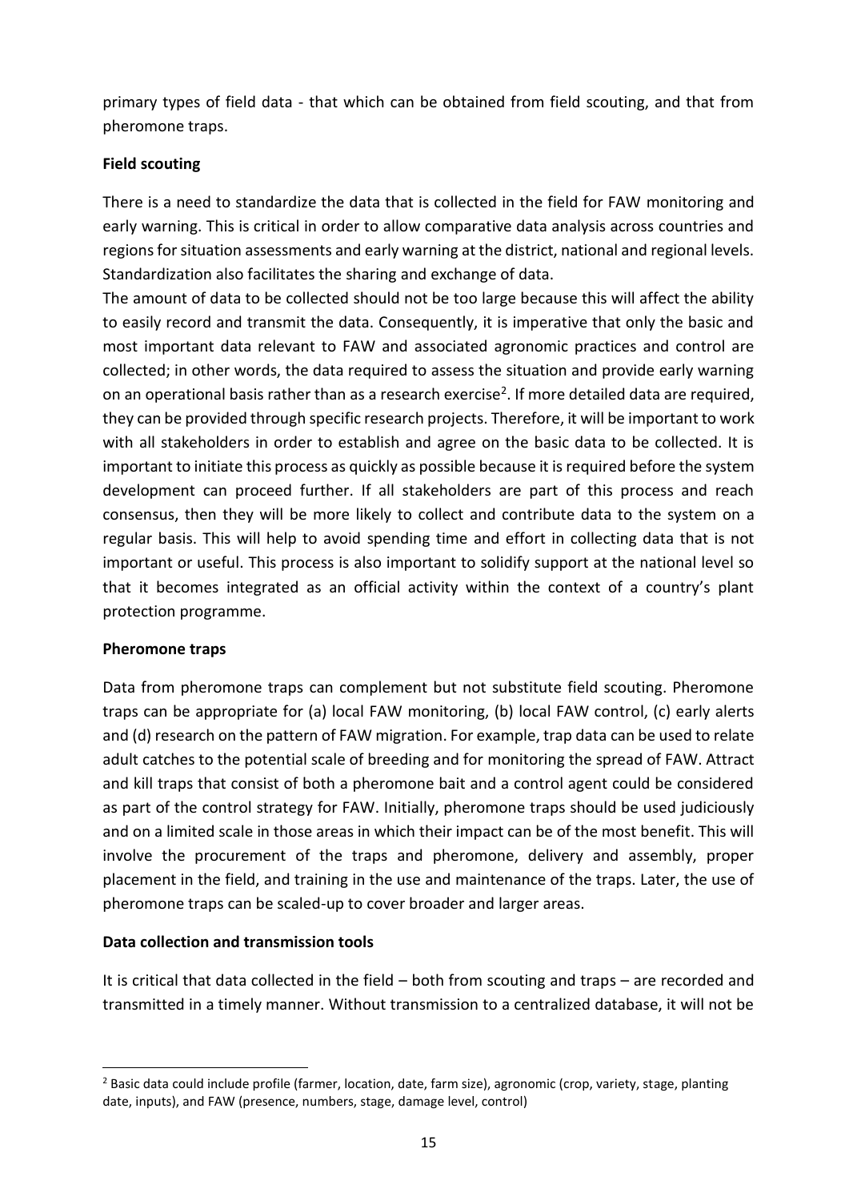primary types of field data - that which can be obtained from field scouting, and that from pheromone traps.

**Field scouting**

There is a need to standardize the data that is collected in the field for FAW monitoring and early warning. This is critical in order to allow comparative data analysis across countries and regions for situation assessments and early warning at the district, national and regional levels. Standardization also facilitates the sharing and exchange of data.

The amount of data to be collected should not be too large because this will affect the ability to easily record and transmit the data. Consequently, it is imperative that only the basic and most important data relevant to FAW and associated agronomic practices and control are collected; in other words, the data required to assess the situation and provide early warning on an operational basis rather than as a research exercise[2]. If more detailed data are required, they can be provided through specific research projects. Therefore, it will be important to work with all stakeholders in order to establish and agree on the basic data to be collected. It is important to initiate this process as quickly as possible because it is required before the system development can proceed further. If all stakeholders are part of this process and reach consensus, then they will be more likely to collect and contribute data to the system on a regular basis. This will help to avoid spending time and effort in collecting data that is not important or useful. This process is also important to solidify support at the national level so that it becomes integrated as an official activity within the context of a country's plant protection programme.

**Pheromone traps**

Data from pheromone traps can complement but not substitute field scouting. Pheromone traps can be appropriate for (a) local FAW monitoring, (b) local FAW control, (c) early alerts and (d) research on the pattern of FAW migration. For example, trap data can be used to relate adult catches to the potential scale of breeding and for monitoring the spread of FAW. Attract and kill traps that consist of both a pheromone bait and a control agent could be considered as part of the control strategy for FAW. Initially, pheromone traps should be used judiciously and on a limited scale in those areas in which their impact can be of the most benefit. This will involve the procurement of the traps and pheromone, delivery and assembly, proper placement in the field, and training in the use and maintenance of the traps. Later, the use of pheromone traps can be scaled-up to cover broader and larger areas.

**Data collection and transmission tools**

It is critical that data collected in the field – both from scouting and traps – are recorded and transmitted in a timely manner. Without transmission to a centralized database, it will not be

---

[2] Basic data could include profile (farmer, location, date, farm size), agronomic (crop, variety, stage, planting date, inputs), and FAW (presence, numbers, stage, damage level, control)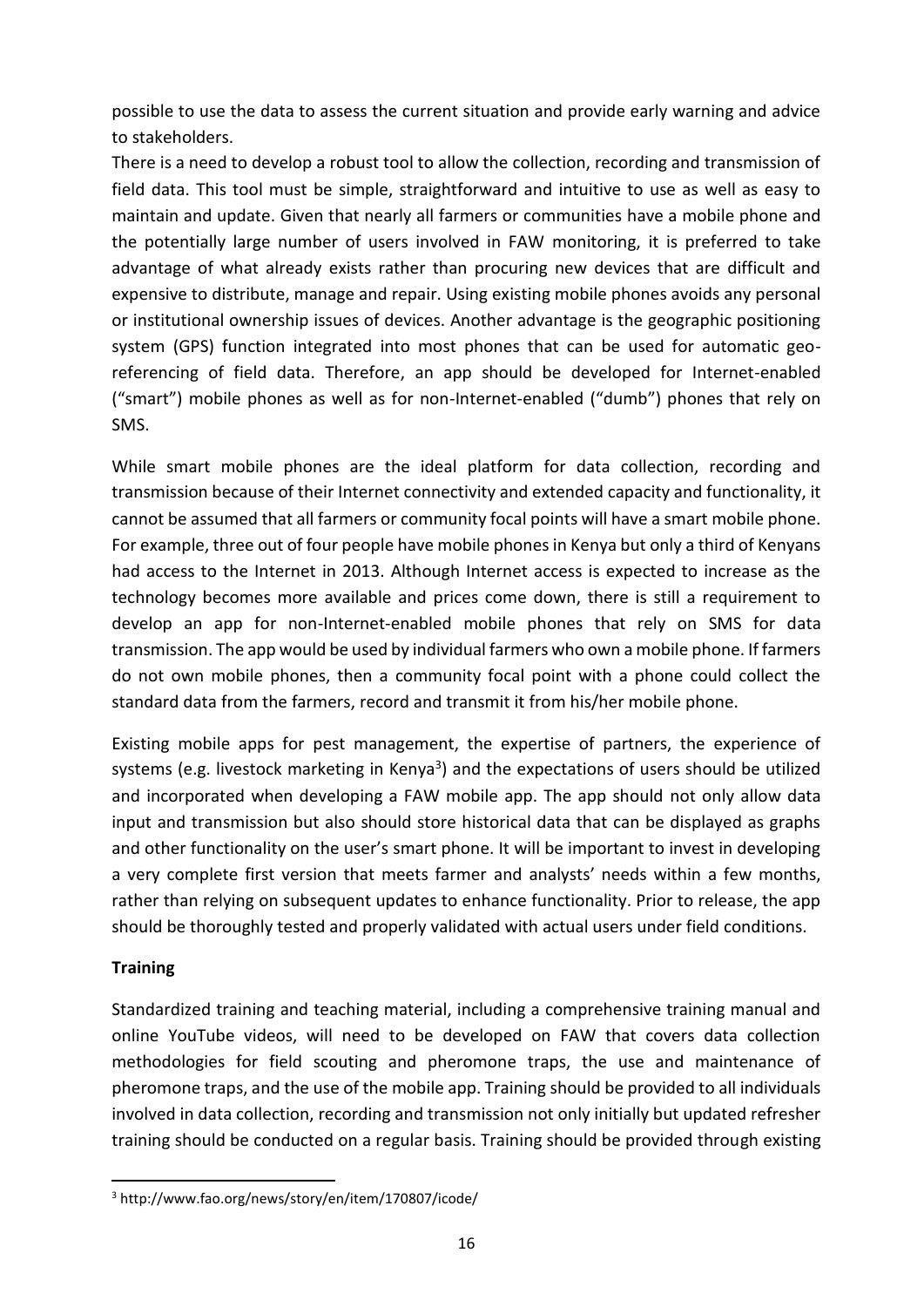possible to use the data to assess the current situation and provide early warning and advice to stakeholders.

There is a need to develop a robust tool to allow the collection, recording and transmission of field data. This tool must be simple, straightforward and intuitive to use as well as easy to maintain and update. Given that nearly all farmers or communities have a mobile phone and the potentially large number of users involved in FAW monitoring, it is preferred to take advantage of what already exists rather than procuring new devices that are difficult and expensive to distribute, manage and repair. Using existing mobile phones avoids any personal or institutional ownership issues of devices. Another advantage is the geographic positioning system (GPS) function integrated into most phones that can be used for automatic geo-referencing of field data. Therefore, an app should be developed for Internet-enabled ("smart") mobile phones as well as for non-Internet-enabled ("dumb") phones that rely on SMS.

While smart mobile phones are the ideal platform for data collection, recording and transmission because of their Internet connectivity and extended capacity and functionality, it cannot be assumed that all farmers or community focal points will have a smart mobile phone. For example, three out of four people have mobile phones in Kenya but only a third of Kenyans had access to the Internet in 2013. Although Internet access is expected to increase as the technology becomes more available and prices come down, there is still a requirement to develop an app for non-Internet-enabled mobile phones that rely on SMS for data transmission. The app would be used by individual farmers who own a mobile phone. If farmers do not own mobile phones, then a community focal point with a phone could collect the standard data from the farmers, record and transmit it from his/her mobile phone.

Existing mobile apps for pest management, the expertise of partners, the experience of systems (e.g. livestock marketing in Kenya[3]) and the expectations of users should be utilized and incorporated when developing a FAW mobile app. The app should not only allow data input and transmission but also should store historical data that can be displayed as graphs and other functionality on the user's smart phone. It will be important to invest in developing a very complete first version that meets farmer and analysts' needs within a few months, rather than relying on subsequent updates to enhance functionality. Prior to release, the app should be thoroughly tested and properly validated with actual users under field conditions.

**Training**

Standardized training and teaching material, including a comprehensive training manual and online YouTube videos, will need to be developed on FAW that covers data collection methodologies for field scouting and pheromone traps, the use and maintenance of pheromone traps, and the use of the mobile app. Training should be provided to all individuals involved in data collection, recording and transmission not only initially but updated refresher training should be conducted on a regular basis. Training should be provided through existing

[3] http://www.fao.org/news/story/en/item/170807/icode/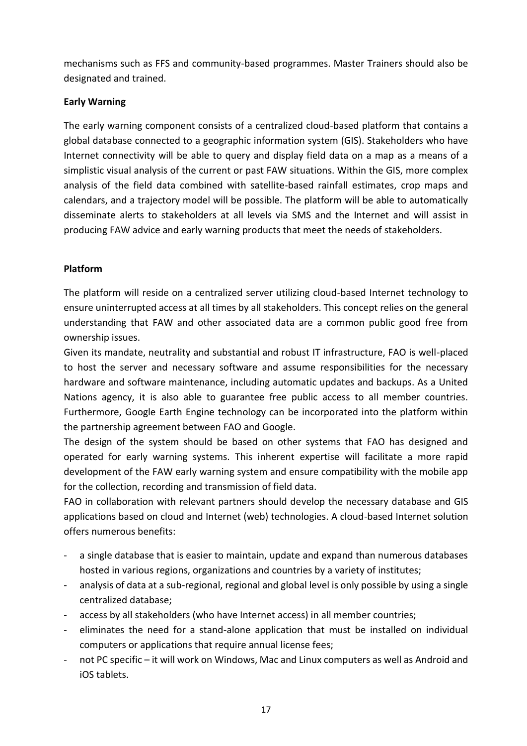mechanisms such as FFS and community-based programmes. Master Trainers should also be designated and trained.

**Early Warning**

The early warning component consists of a centralized cloud-based platform that contains a global database connected to a geographic information system (GIS). Stakeholders who have Internet connectivity will be able to query and display field data on a map as a means of a simplistic visual analysis of the current or past FAW situations. Within the GIS, more complex analysis of the field data combined with satellite-based rainfall estimates, crop maps and calendars, and a trajectory model will be possible. The platform will be able to automatically disseminate alerts to stakeholders at all levels via SMS and the Internet and will assist in producing FAW advice and early warning products that meet the needs of stakeholders.

**Platform**

The platform will reside on a centralized server utilizing cloud-based Internet technology to ensure uninterrupted access at all times by all stakeholders. This concept relies on the general understanding that FAW and other associated data are a common public good free from ownership issues.

Given its mandate, neutrality and substantial and robust IT infrastructure, FAO is well-placed to host the server and necessary software and assume responsibilities for the necessary hardware and software maintenance, including automatic updates and backups. As a United Nations agency, it is also able to guarantee free public access to all member countries. Furthermore, Google Earth Engine technology can be incorporated into the platform within the partnership agreement between FAO and Google.

The design of the system should be based on other systems that FAO has designed and operated for early warning systems. This inherent expertise will facilitate a more rapid development of the FAW early warning system and ensure compatibility with the mobile app for the collection, recording and transmission of field data.

FAO in collaboration with relevant partners should develop the necessary database and GIS applications based on cloud and Internet (web) technologies. A cloud-based Internet solution offers numerous benefits:

- a single database that is easier to maintain, update and expand than numerous databases hosted in various regions, organizations and countries by a variety of institutes;
- analysis of data at a sub-regional, regional and global level is only possible by using a single centralized database;
- access by all stakeholders (who have Internet access) in all member countries;
- eliminates the need for a stand-alone application that must be installed on individual computers or applications that require annual license fees;
- not PC specific – it will work on Windows, Mac and Linux computers as well as Android and iOS tablets.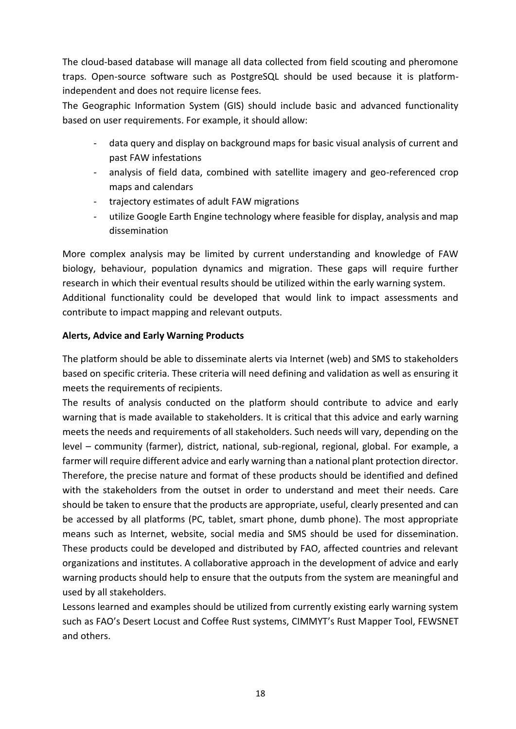The cloud-based database will manage all data collected from field scouting and pheromone traps. Open-source software such as PostgreSQL should be used because it is platform-independent and does not require license fees.

The Geographic Information System (GIS) should include basic and advanced functionality based on user requirements. For example, it should allow:

- data query and display on background maps for basic visual analysis of current and past FAW infestations
- analysis of field data, combined with satellite imagery and geo-referenced crop maps and calendars
- trajectory estimates of adult FAW migrations
- utilize Google Earth Engine technology where feasible for display, analysis and map dissemination

More complex analysis may be limited by current understanding and knowledge of FAW biology, behaviour, population dynamics and migration. These gaps will require further research in which their eventual results should be utilized within the early warning system.

Additional functionality could be developed that would link to impact assessments and contribute to impact mapping and relevant outputs.

**Alerts, Advice and Early Warning Products**

The platform should be able to disseminate alerts via Internet (web) and SMS to stakeholders based on specific criteria. These criteria will need defining and validation as well as ensuring it meets the requirements of recipients.

The results of analysis conducted on the platform should contribute to advice and early warning that is made available to stakeholders. It is critical that this advice and early warning meets the needs and requirements of all stakeholders. Such needs will vary, depending on the level – community (farmer), district, national, sub-regional, regional, global. For example, a farmer will require different advice and early warning than a national plant protection director. Therefore, the precise nature and format of these products should be identified and defined with the stakeholders from the outset in order to understand and meet their needs. Care should be taken to ensure that the products are appropriate, useful, clearly presented and can be accessed by all platforms (PC, tablet, smart phone, dumb phone). The most appropriate means such as Internet, website, social media and SMS should be used for dissemination. These products could be developed and distributed by FAO, affected countries and relevant organizations and institutes. A collaborative approach in the development of advice and early warning products should help to ensure that the outputs from the system are meaningful and used by all stakeholders.

Lessons learned and examples should be utilized from currently existing early warning system such as FAO's Desert Locust and Coffee Rust systems, CIMMYT's Rust Mapper Tool, FEWSNET and others.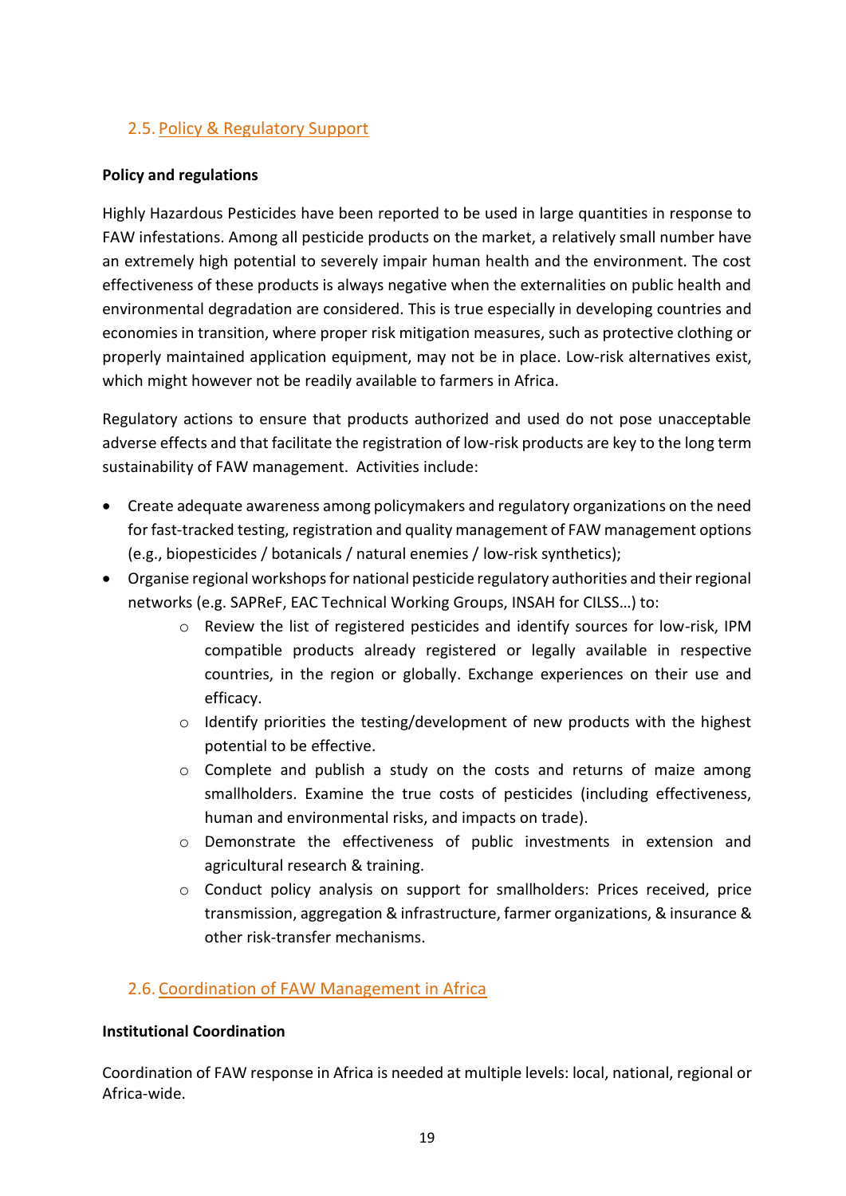## 2.5. Policy & Regulatory Support

**Policy and regulations**

Highly Hazardous Pesticides have been reported to be used in large quantities in response to FAW infestations. Among all pesticide products on the market, a relatively small number have an extremely high potential to severely impair human health and the environment. The cost effectiveness of these products is always negative when the externalities on public health and environmental degradation are considered. This is true especially in developing countries and economies in transition, where proper risk mitigation measures, such as protective clothing or properly maintained application equipment, may not be in place. Low-risk alternatives exist, which might however not be readily available to farmers in Africa.

Regulatory actions to ensure that products authorized and used do not pose unacceptable adverse effects and that facilitate the registration of low-risk products are key to the long term sustainability of FAW management. Activities include:

- Create adequate awareness among policymakers and regulatory organizations on the need for fast-tracked testing, registration and quality management of FAW management options (e.g., biopesticides / botanicals / natural enemies / low-risk synthetics);
- Organise regional workshops for national pesticide regulatory authorities and their regional networks (e.g. SAPReF, EAC Technical Working Groups, INSAH for CILSS…) to:
    - Review the list of registered pesticides and identify sources for low-risk, IPM compatible products already registered or legally available in respective countries, in the region or globally. Exchange experiences on their use and efficacy.
    - Identify priorities the testing/development of new products with the highest potential to be effective.
    - Complete and publish a study on the costs and returns of maize among smallholders. Examine the true costs of pesticides (including effectiveness, human and environmental risks, and impacts on trade).
    - Demonstrate the effectiveness of public investments in extension and agricultural research & training.
    - Conduct policy analysis on support for smallholders: Prices received, price transmission, aggregation & infrastructure, farmer organizations, & insurance & other risk-transfer mechanisms.

## 2.6. Coordination of FAW Management in Africa

**Institutional Coordination**

Coordination of FAW response in Africa is needed at multiple levels: local, national, regional or Africa-wide.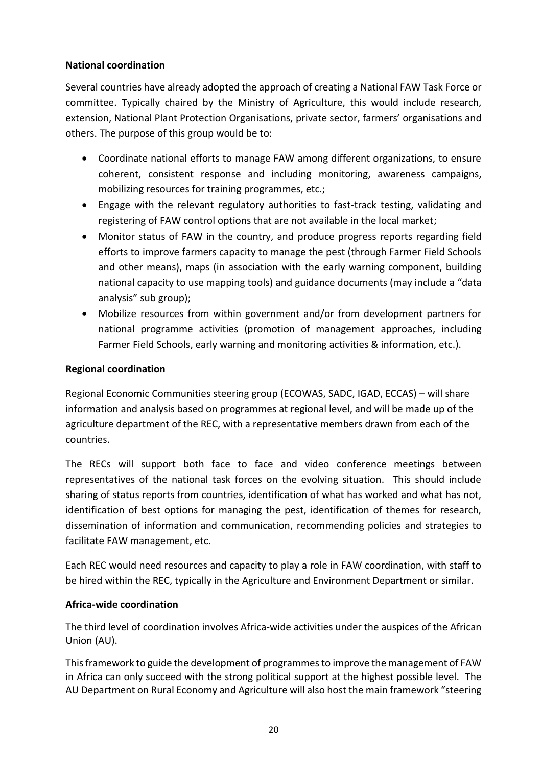**National coordination**

Several countries have already adopted the approach of creating a National FAW Task Force or committee. Typically chaired by the Ministry of Agriculture, this would include research, extension, National Plant Protection Organisations, private sector, farmers' organisations and others. The purpose of this group would be to:

- Coordinate national efforts to manage FAW among different organizations, to ensure coherent, consistent response and including monitoring, awareness campaigns, mobilizing resources for training programmes, etc.;
- Engage with the relevant regulatory authorities to fast-track testing, validating and registering of FAW control options that are not available in the local market;
- Monitor status of FAW in the country, and produce progress reports regarding field efforts to improve farmers capacity to manage the pest (through Farmer Field Schools and other means), maps (in association with the early warning component, building national capacity to use mapping tools) and guidance documents (may include a "data analysis" sub group);
- Mobilize resources from within government and/or from development partners for national programme activities (promotion of management approaches, including Farmer Field Schools, early warning and monitoring activities & information, etc.).

**Regional coordination**

Regional Economic Communities steering group (ECOWAS, SADC, IGAD, ECCAS) – will share information and analysis based on programmes at regional level, and will be made up of the agriculture department of the REC, with a representative members drawn from each of the countries.

The RECs will support both face to face and video conference meetings between representatives of the national task forces on the evolving situation. This should include sharing of status reports from countries, identification of what has worked and what has not, identification of best options for managing the pest, identification of themes for research, dissemination of information and communication, recommending policies and strategies to facilitate FAW management, etc.

Each REC would need resources and capacity to play a role in FAW coordination, with staff to be hired within the REC, typically in the Agriculture and Environment Department or similar.

**Africa-wide coordination**

The third level of coordination involves Africa-wide activities under the auspices of the African Union (AU).

This framework to guide the development of programmes to improve the management of FAW in Africa can only succeed with the strong political support at the highest possible level. The AU Department on Rural Economy and Agriculture will also host the main framework "steering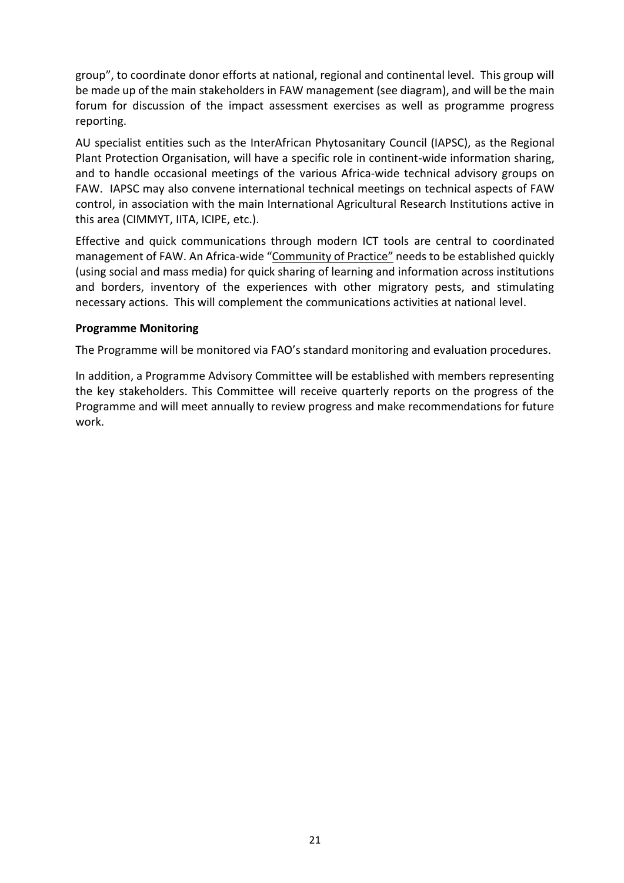group", to coordinate donor efforts at national, regional and continental level. This group will be made up of the main stakeholders in FAW management (see diagram), and will be the main forum for discussion of the impact assessment exercises as well as programme progress reporting.

AU specialist entities such as the InterAfrican Phytosanitary Council (IAPSC), as the Regional Plant Protection Organisation, will have a specific role in continent-wide information sharing, and to handle occasional meetings of the various Africa-wide technical advisory groups on FAW. IAPSC may also convene international technical meetings on technical aspects of FAW control, in association with the main International Agricultural Research Institutions active in this area (CIMMYT, IITA, ICIPE, etc.).

Effective and quick communications through modern ICT tools are central to coordinated management of FAW. An Africa-wide "Community of Practice" needs to be established quickly (using social and mass media) for quick sharing of learning and information across institutions and borders, inventory of the experiences with other migratory pests, and stimulating necessary actions. This will complement the communications activities at national level.

**Programme Monitoring**

The Programme will be monitored via FAO's standard monitoring and evaluation procedures.

In addition, a Programme Advisory Committee will be established with members representing the key stakeholders. This Committee will receive quarterly reports on the progress of the Programme and will meet annually to review progress and make recommendations for future work.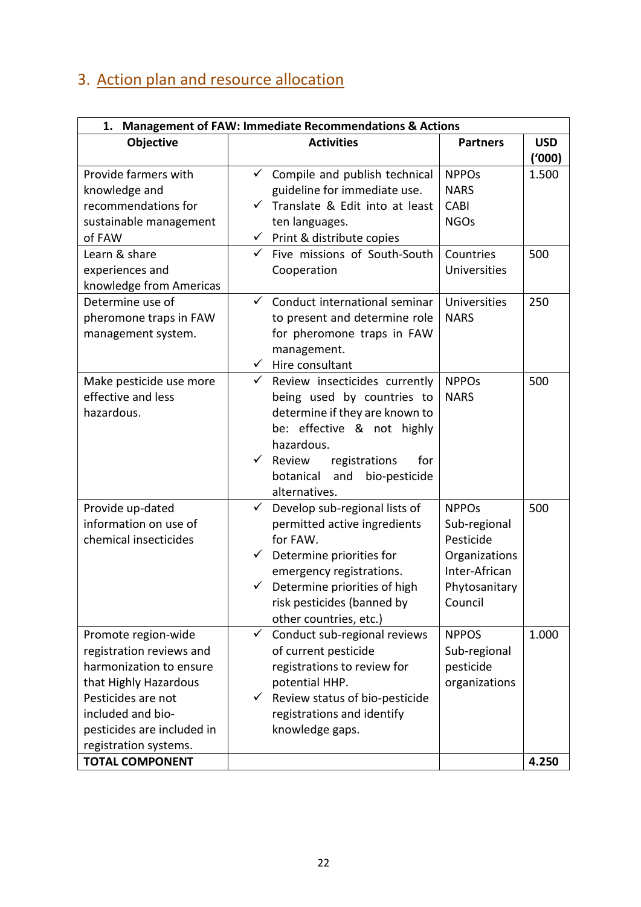## 3. Action plan and resource allocation

| **1. Management of FAW: Immediate Recommendations & Actions** | | | |
|---|---|---|---|
| **Objective** | **Activities** | **Partners** | **USD ('000)** |
| Provide farmers with knowledge and recommendations for sustainable management of FAW | ✓ Compile and publish technical guideline for immediate use.<br>✓ Translate & Edit into at least ten languages.<br>✓ Print & distribute copies | NPPOs<br>NARS<br>CABI<br>NGOs | 1.500 |
| Learn & share experiences and knowledge from Americas | ✓ Five missions of South-South Cooperation | Countries<br>Universities | 500 |
| Determine use of pheromone traps in FAW management system. | ✓ Conduct international seminar to present and determine role for pheromone traps in FAW management.<br>✓ Hire consultant | Universities<br>NARS | 250 |
| Make pesticide use more effective and less hazardous. | ✓ Review insecticides currently being used by countries to determine if they are known to be: effective & not highly hazardous.<br>✓ Review registrations for botanical and bio-pesticide alternatives. | NPPOs<br>NARS | 500 |
| Provide up-dated information on use of chemical insecticides | ✓ Develop sub-regional lists of permitted active ingredients for FAW.<br>✓ Determine priorities for emergency registrations.<br>✓ Determine priorities of high risk pesticides (banned by other countries, etc.) | NPPOs<br>Sub-regional Pesticide Organizations<br>Inter-African Phytosanitary Council | 500 |
| Promote region-wide registration reviews and harmonization to ensure that Highly Hazardous Pesticides are not included and bio-pesticides are included in registration systems. | ✓ Conduct sub-regional reviews of current pesticide registrations to review for potential HHP.<br>✓ Review status of bio-pesticide registrations and identify knowledge gaps. | NPPOS<br>Sub-regional pesticide organizations | 1.000 |
| **TOTAL COMPONENT** | | | **4.250** |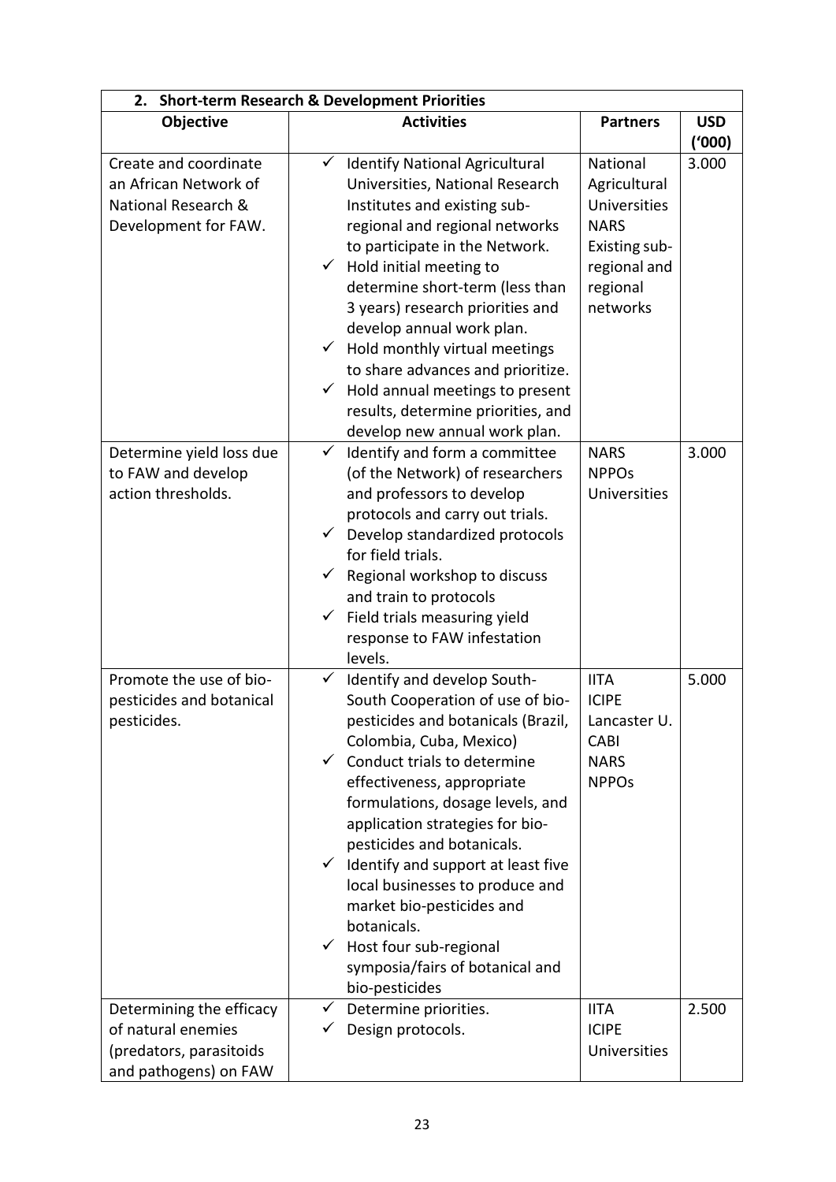| 2. Short-term Research & Development Priorities | | | |
|---|---|---|---|
| **Objective** | **Activities** | **Partners** | **USD ('000)** |
| Create and coordinate an African Network of National Research & Development for FAW. | ✓ Identify National Agricultural Universities, National Research Institutes and existing sub-regional and regional networks to participate in the Network.<br>✓ Hold initial meeting to determine short-term (less than 3 years) research priorities and develop annual work plan.<br>✓ Hold monthly virtual meetings to share advances and prioritize.<br>✓ Hold annual meetings to present results, determine priorities, and develop new annual work plan. | National Agricultural Universities<br>NARS<br>Existing sub-regional and regional networks | 3.000 |
| Determine yield loss due to FAW and develop action thresholds. | ✓ Identify and form a committee (of the Network) of researchers and professors to develop protocols and carry out trials.<br>✓ Develop standardized protocols for field trials.<br>✓ Regional workshop to discuss and train to protocols<br>✓ Field trials measuring yield response to FAW infestation levels. | NARS<br>NPPOs<br>Universities | 3.000 |
| Promote the use of bio-pesticides and botanical pesticides. | ✓ Identify and develop South-South Cooperation of use of bio-pesticides and botanicals (Brazil, Colombia, Cuba, Mexico)<br>✓ Conduct trials to determine effectiveness, appropriate formulations, dosage levels, and application strategies for bio-pesticides and botanicals.<br>✓ Identify and support at least five local businesses to produce and market bio-pesticides and botanicals.<br>✓ Host four sub-regional symposia/fairs of botanical and bio-pesticides | IITA<br>ICIPE<br>Lancaster U.<br>CABI<br>NARS<br>NPPOs | 5.000 |
| Determining the efficacy of natural enemies (predators, parasitoids and pathogens) on FAW | ✓ Determine priorities.<br>✓ Design protocols. | IITA<br>ICIPE<br>Universities | 2.500 |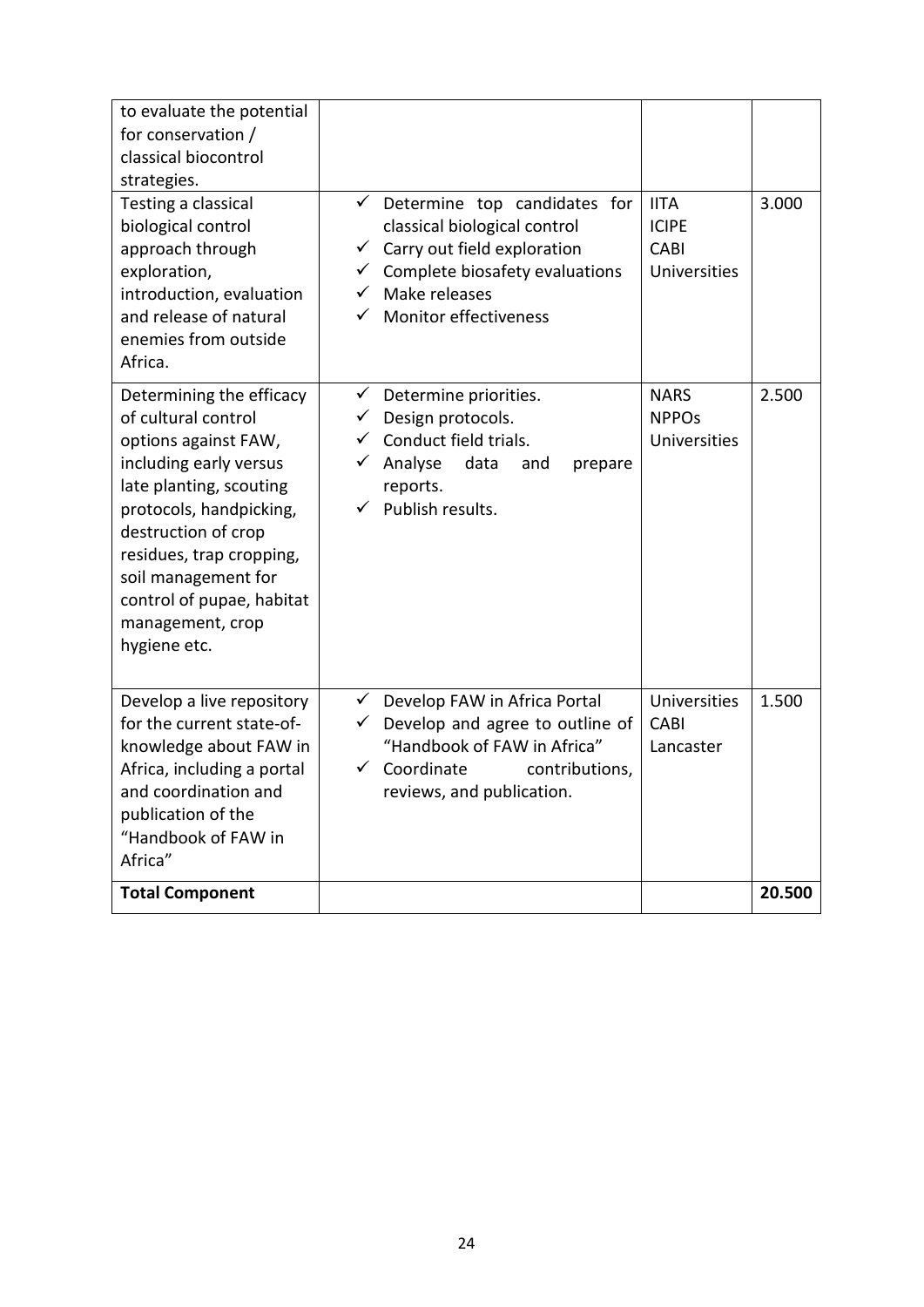| | | | |
|---|---|---|---|
| to evaluate the potential for conservation / classical biocontrol strategies. | | | |
| Testing a classical biological control approach through exploration, introduction, evaluation and release of natural enemies from outside Africa. | ✓ Determine top candidates for classical biological control<br>✓ Carry out field exploration<br>✓ Complete biosafety evaluations<br>✓ Make releases<br>✓ Monitor effectiveness | IITA<br>ICIPE<br>CABI<br>Universities | 3.000 |
| Determining the efficacy of cultural control options against FAW, including early versus late planting, scouting protocols, handpicking, destruction of crop residues, trap cropping, soil management for control of pupae, habitat management, crop hygiene etc. | ✓ Determine priorities.<br>✓ Design protocols.<br>✓ Conduct field trials.<br>✓ Analyse data and prepare reports.<br>✓ Publish results. | NARS<br>NPPOs<br>Universities | 2.500 |
| Develop a live repository for the current state-of-knowledge about FAW in Africa, including a portal and coordination and publication of the "Handbook of FAW in Africa" | ✓ Develop FAW in Africa Portal<br>✓ Develop and agree to outline of "Handbook of FAW in Africa"<br>✓ Coordinate contributions, reviews, and publication. | Universities<br>CABI<br>Lancaster | 1.500 |
| **Total Component** | | | **20.500** |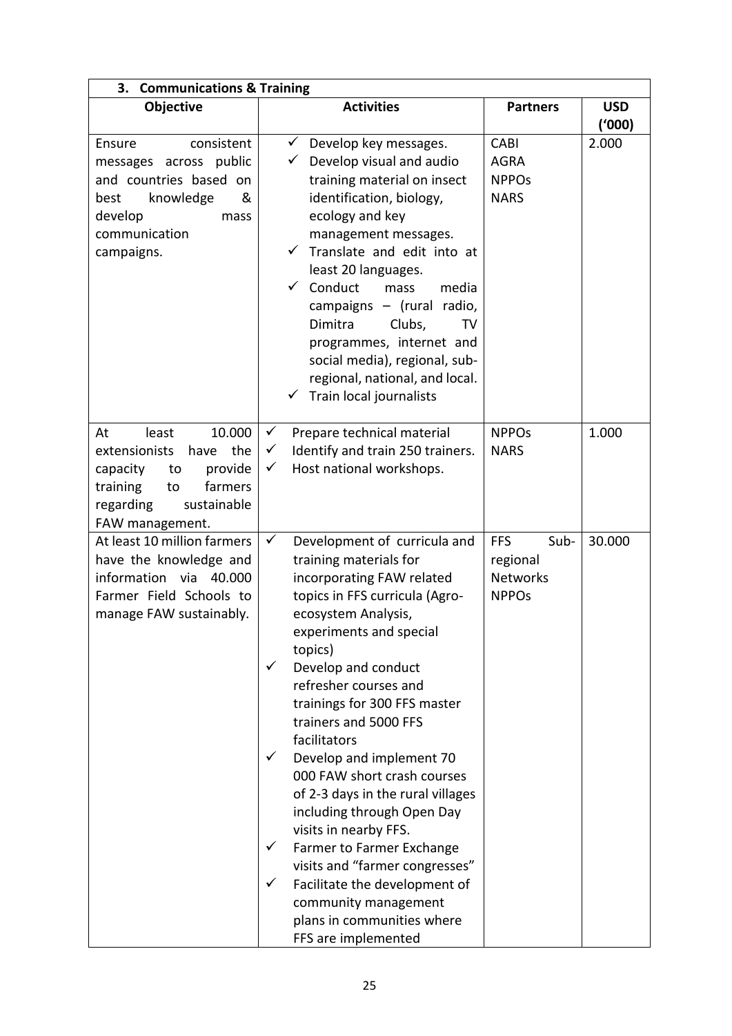| **3. Communications & Training** | | | |
|---|---|---|---|
| **Objective** | **Activities** | **Partners** | **USD ('000)** |
| Ensure consistent messages across public and countries based on best knowledge & develop mass communication campaigns. | ✓ Develop key messages.<br>✓ Develop visual and audio training material on insect identification, biology, ecology and key management messages.<br>✓ Translate and edit into at least 20 languages.<br>✓ Conduct mass media campaigns – (rural radio, Dimitra Clubs, TV programmes, internet and social media), regional, sub-regional, national, and local.<br>✓ Train local journalists | CABI<br>AGRA<br>NPPOs<br>NARS | 2.000 |
| At least 10.000 extensionists have the capacity to provide training to farmers regarding sustainable FAW management. | ✓ Prepare technical material<br>✓ Identify and train 250 trainers.<br>✓ Host national workshops. | NPPOs<br>NARS | 1.000 |
| At least 10 million farmers have the knowledge and information via 40.000 Farmer Field Schools to manage FAW sustainably. | ✓ Development of curricula and training materials for incorporating FAW related topics in FFS curricula (Agro-ecosystem Analysis, experiments and special topics)<br>✓ Develop and conduct refresher courses and trainings for 300 FFS master trainers and 5000 FFS facilitators<br>✓ Develop and implement 70 000 FAW short crash courses of 2-3 days in the rural villages including through Open Day visits in nearby FFS.<br>✓ Farmer to Farmer Exchange visits and "farmer congresses"<br>✓ Facilitate the development of community management plans in communities where FFS are implemented | FFS Sub-regional Networks<br>NPPOs | 30.000 |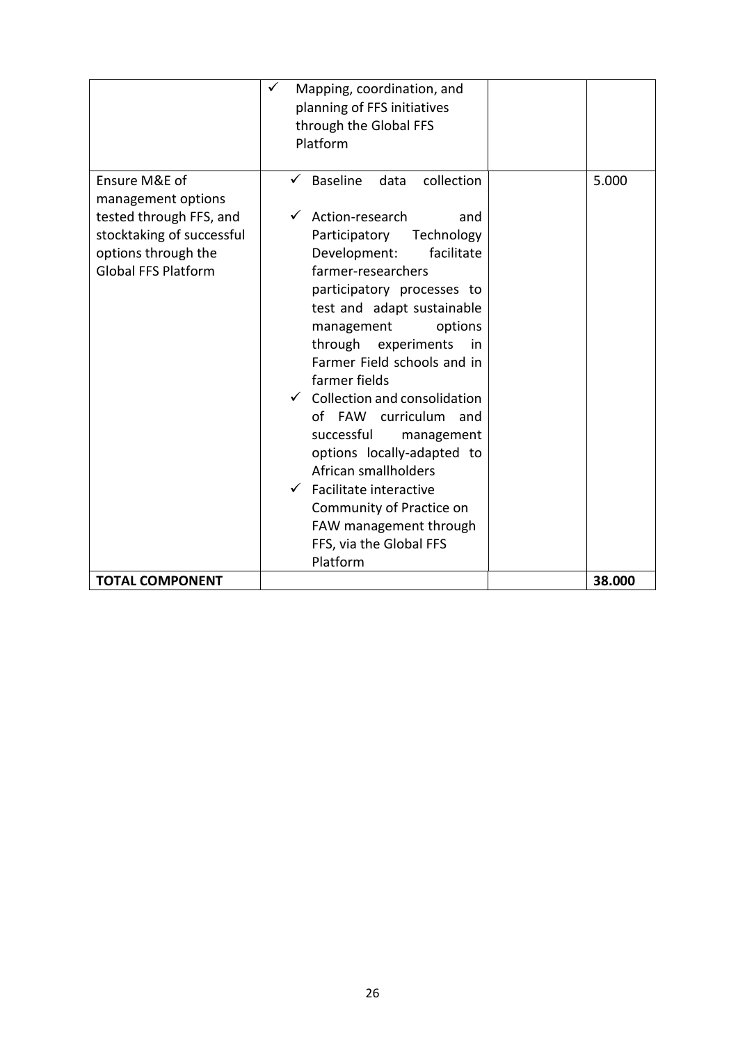| | | | |
|---|---|---|---|
| | ✓ Mapping, coordination, and planning of FFS initiatives through the Global FFS Platform | | |
| Ensure M&E of management options tested through FFS, and stocktaking of successful options through the Global FFS Platform | ✓ Baseline data collection<br>✓ Action-research and Participatory Technology Development: facilitate farmer-researchers participatory processes to test and adapt sustainable management options through experiments in Farmer Field schools and in farmer fields<br>✓ Collection and consolidation of FAW curriculum and successful management options locally-adapted to African smallholders<br>✓ Facilitate interactive Community of Practice on FAW management through FFS, via the Global FFS Platform | | 5.000 |
| **TOTAL COMPONENT** | | | **38.000** |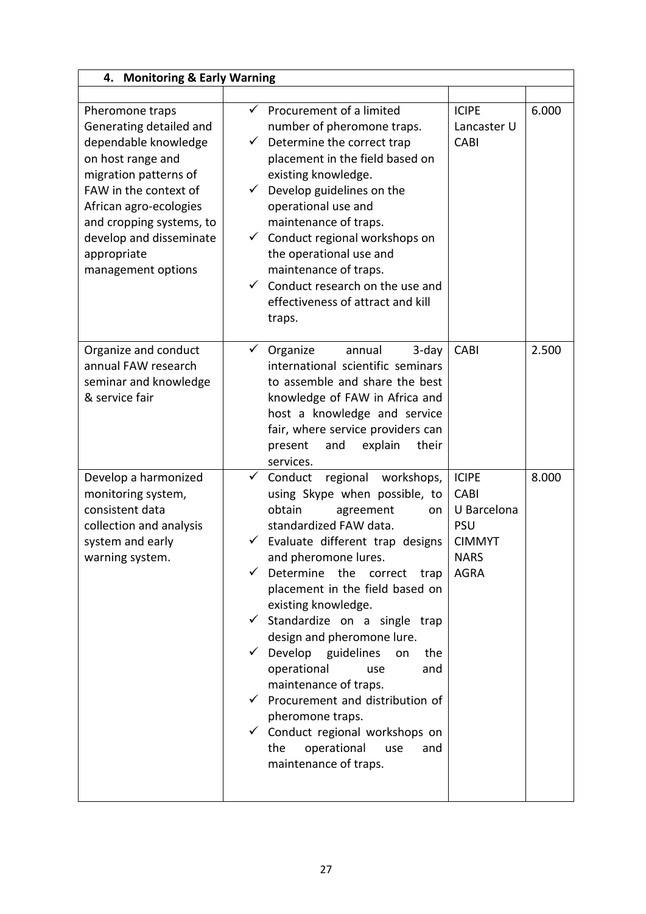| **4. Monitoring & Early Warning** | | | |
|---|---|---|---|
| | | | |
| Pheromone traps Generating detailed and dependable knowledge on host range and migration patterns of FAW in the context of African agro-ecologies and cropping systems, to develop and disseminate appropriate management options | ✓ Procurement of a limited number of pheromone traps.<br>✓ Determine the correct trap placement in the field based on existing knowledge.<br>✓ Develop guidelines on the operational use and maintenance of traps.<br>✓ Conduct regional workshops on the operational use and maintenance of traps.<br>✓ Conduct research on the use and effectiveness of attract and kill traps. | ICIPE<br>Lancaster U<br>CABI | 6.000 |
| Organize and conduct annual FAW research seminar and knowledge & service fair | ✓ Organize annual 3-day international scientific seminars to assemble and share the best knowledge of FAW in Africa and host a knowledge and service fair, where service providers can present and explain their services. | CABI | 2.500 |
| Develop a harmonized monitoring system, consistent data collection and analysis system and early warning system. | ✓ Conduct regional workshops, using Skype when possible, to obtain agreement on standardized FAW data.<br>✓ Evaluate different trap designs and pheromone lures.<br>✓ Determine the correct trap placement in the field based on existing knowledge.<br>✓ Standardize on a single trap design and pheromone lure.<br>✓ Develop guidelines on the operational use and maintenance of traps.<br>✓ Procurement and distribution of pheromone traps.<br>✓ Conduct regional workshops on the operational use and maintenance of traps. | ICIPE<br>CABI<br>U Barcelona<br>PSU<br>CIMMYT<br>NARS<br>AGRA | 8.000 |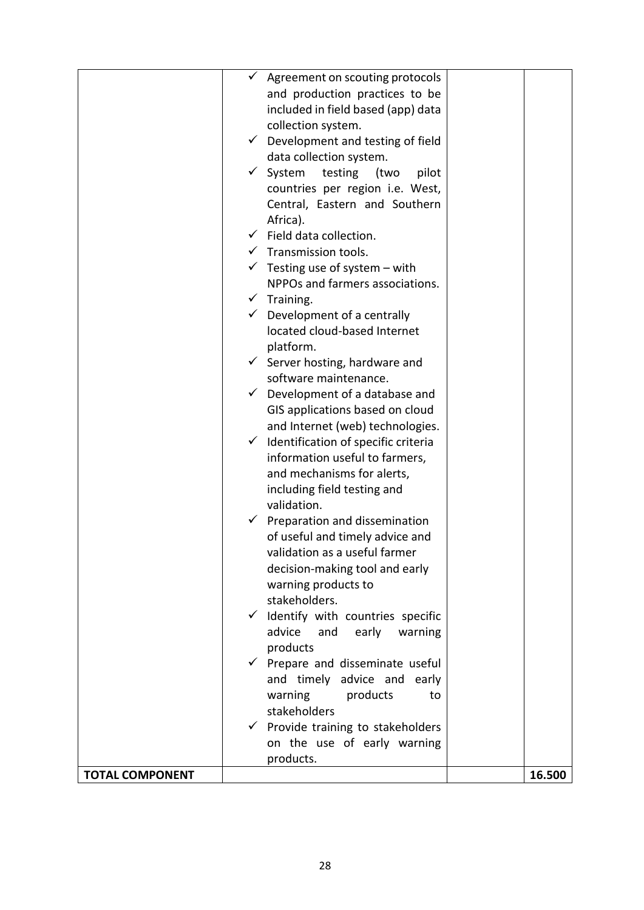| | | | |
|---|---|---|---|
| | ✓ Agreement on scouting protocols and production practices to be included in field based (app) data collection system.<br>✓ Development and testing of field data collection system.<br>✓ System testing (two pilot countries per region i.e. West, Central, Eastern and Southern Africa).<br>✓ Field data collection.<br>✓ Transmission tools.<br>✓ Testing use of system – with NPPOs and farmers associations.<br>✓ Training.<br>✓ Development of a centrally located cloud-based Internet platform.<br>✓ Server hosting, hardware and software maintenance.<br>✓ Development of a database and GIS applications based on cloud and Internet (web) technologies.<br>✓ Identification of specific criteria information useful to farmers, and mechanisms for alerts, including field testing and validation.<br>✓ Preparation and dissemination of useful and timely advice and validation as a useful farmer decision-making tool and early warning products to stakeholders.<br>✓ Identify with countries specific advice and early warning products<br>✓ Prepare and disseminate useful and timely advice and early warning products to stakeholders<br>✓ Provide training to stakeholders on the use of early warning products. | | |
| **TOTAL COMPONENT** | | | **16.500** |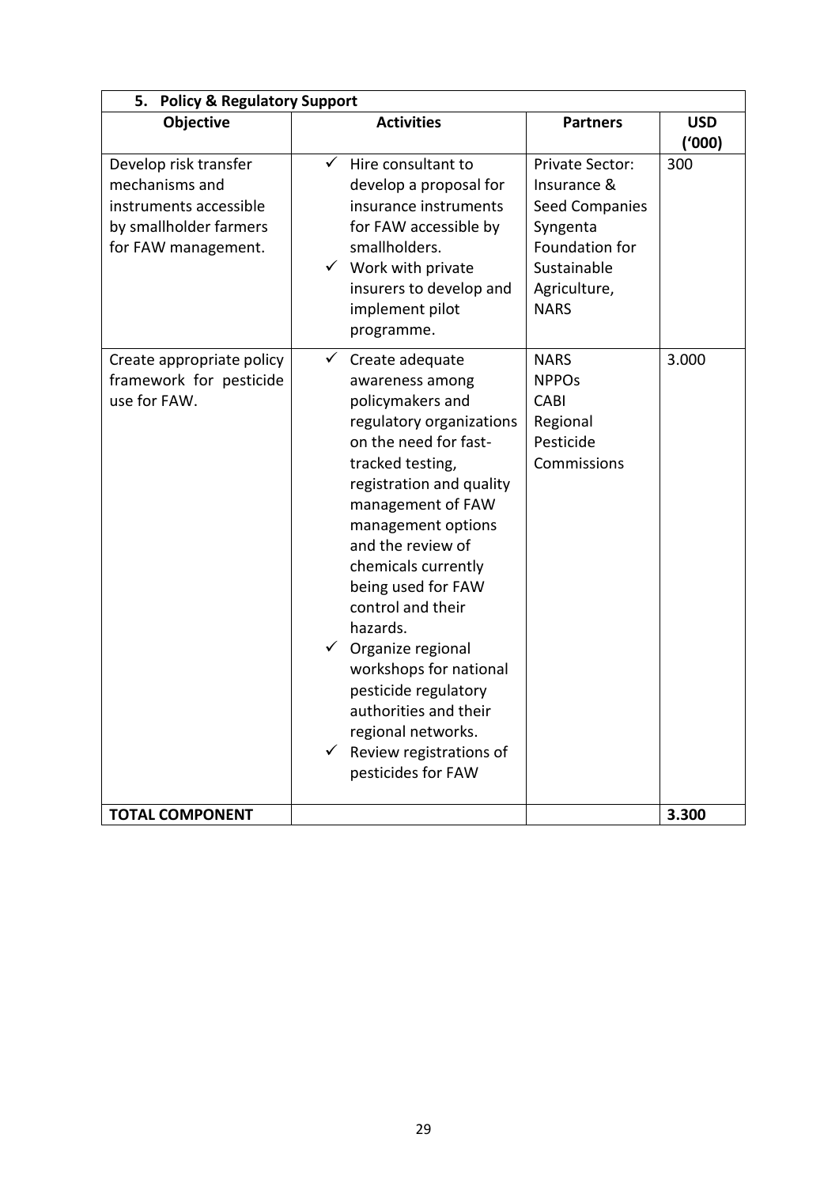| 5. Policy & Regulatory Support | | | |
|---|---|---|---|
| **Objective** | **Activities** | **Partners** | **USD ('000)** |
| Develop risk transfer mechanisms and instruments accessible by smallholder farmers for FAW management. | ✓ Hire consultant to develop a proposal for insurance instruments for FAW accessible by smallholders.<br>✓ Work with private insurers to develop and implement pilot programme. | Private Sector: Insurance & Seed Companies Syngenta Foundation for Sustainable Agriculture, NARS | 300 |
| Create appropriate policy framework for pesticide use for FAW. | ✓ Create adequate awareness among policymakers and regulatory organizations on the need for fast-tracked testing, registration and quality management of FAW management options and the review of chemicals currently being used for FAW control and their hazards.<br>✓ Organize regional workshops for national pesticide regulatory authorities and their regional networks.<br>✓ Review registrations of pesticides for FAW | NARS<br>NPPOs<br>CABI<br>Regional Pesticide Commissions | 3.000 |
| **TOTAL COMPONENT** | | | **3.300** |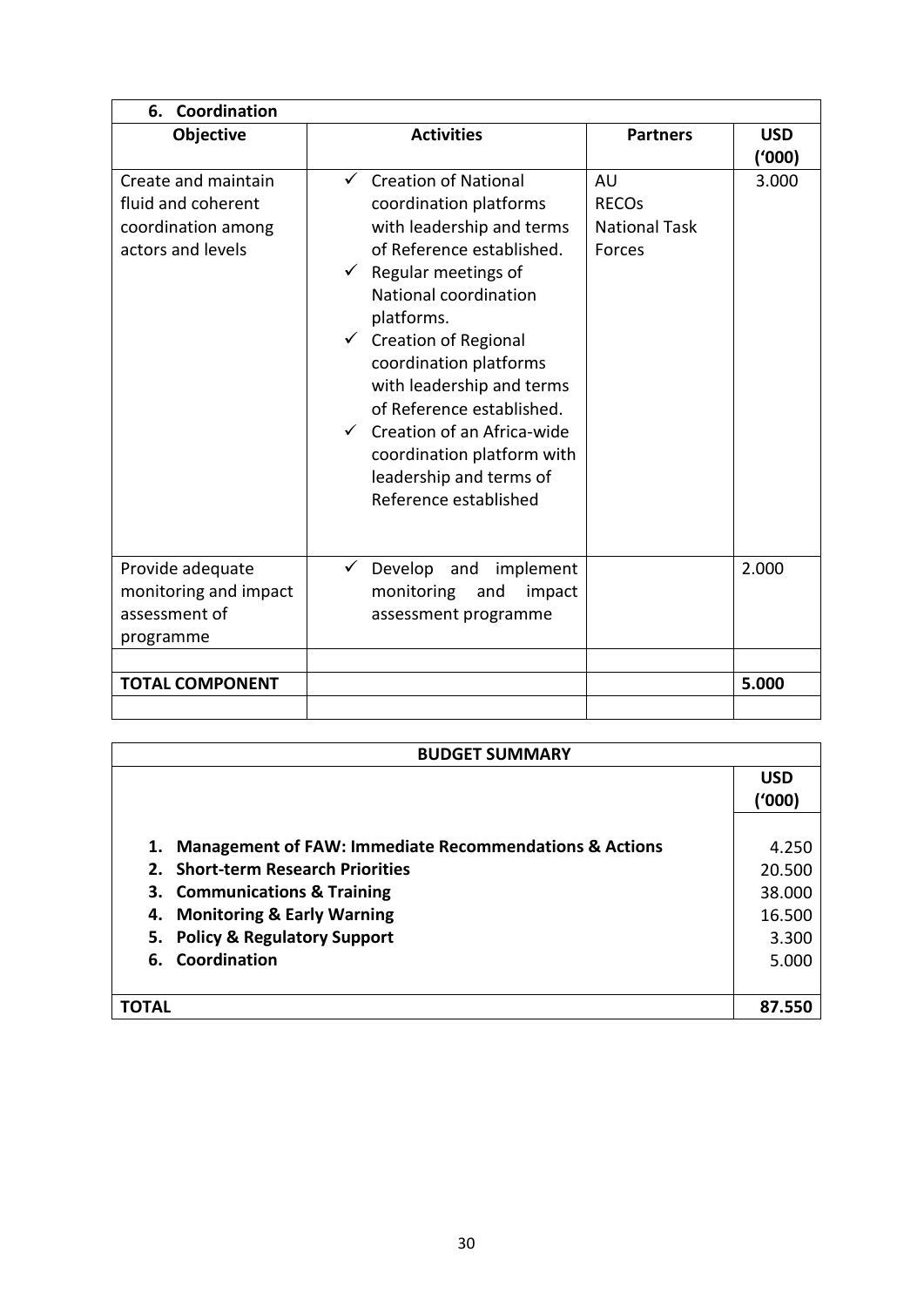| 6. Coordination | | | |
|---|---|---|---|
| **Objective** | **Activities** | **Partners** | **USD ('000)** |
| Create and maintain fluid and coherent coordination among actors and levels | ✓ Creation of National coordination platforms with leadership and terms of Reference established.<br>✓ Regular meetings of National coordination platforms.<br>✓ Creation of Regional coordination platforms with leadership and terms of Reference established.<br>✓ Creation of an Africa-wide coordination platform with leadership and terms of Reference established | AU<br>RECOs<br>National Task Forces | 3.000 |
| Provide adequate monitoring and impact assessment of programme | ✓ Develop and implement monitoring and impact assessment programme | | 2.000 |
| | | | |
| **TOTAL COMPONENT** | | | **5.000** |
| | | | |

| BUDGET SUMMARY | |
|---|---|
| | **USD ('000)** |
| 1. **Management of FAW: Immediate Recommendations & Actions** | 4.250 |
| 2. **Short-term Research Priorities** | 20.500 |
| 3. **Communications & Training** | 38.000 |
| 4. **Monitoring & Early Warning** | 16.500 |
| 5. **Policy & Regulatory Support** | 3.300 |
| 6. **Coordination** | 5.000 |
| **TOTAL** | **87.550** |